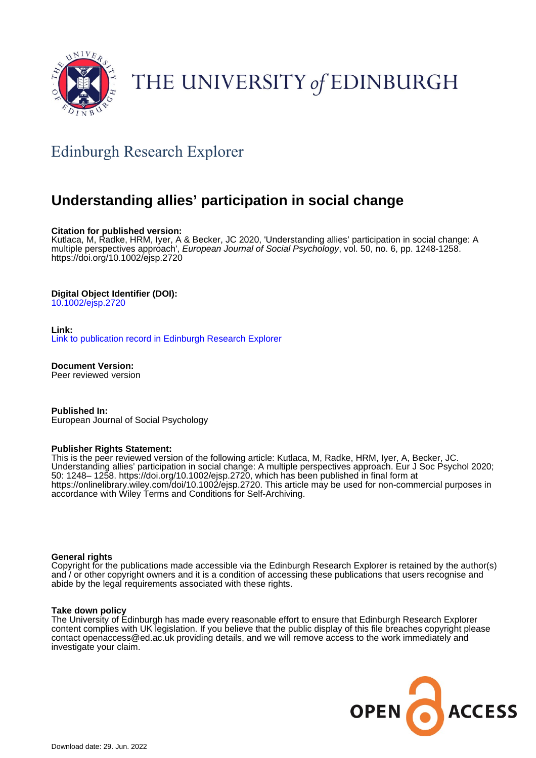THE UNIVERSITY of EDINBURGH

## Edinburgh Research Explorer

# Understanding allies' participation in social change

**Citation for published version:**
Kutlaca, M, Radke, HRM, Iyer, A & Becker, JC 2020, 'Understanding allies' participation in social change: A multiple perspectives approach', *European Journal of Social Psychology*, vol. 50, no. 6, pp. 1248-1258. https://doi.org/10.1002/ejsp.2720

**Digital Object Identifier (DOI):**
10.1002/ejsp.2720

**Link:**
Link to publication record in Edinburgh Research Explorer

**Document Version:**
Peer reviewed version

**Published In:**
European Journal of Social Psychology

**Publisher Rights Statement:**
This is the peer reviewed version of the following article: Kutlaca, M, Radke, HRM, Iyer, A, Becker, JC. Understanding allies' participation in social change: A multiple perspectives approach. Eur J Soc Psychol 2020; 50: 1248– 1258. https://doi.org/10.1002/ejsp.2720, which has been published in final form at https://onlinelibrary.wiley.com/doi/10.1002/ejsp.2720. This article may be used for non-commercial purposes in accordance with Wiley Terms and Conditions for Self-Archiving.

**General rights**
Copyright for the publications made accessible via the Edinburgh Research Explorer is retained by the author(s) and / or other copyright owners and it is a condition of accessing these publications that users recognise and abide by the legal requirements associated with these rights.

**Take down policy**
The University of Edinburgh has made every reasonable effort to ensure that Edinburgh Research Explorer content complies with UK legislation. If you believe that the public display of this file breaches copyright please contact openaccess@ed.ac.uk providing details, and we will remove access to the work immediately and investigate your claim.

OPEN ACCESS

Download date: 29. Jun. 2022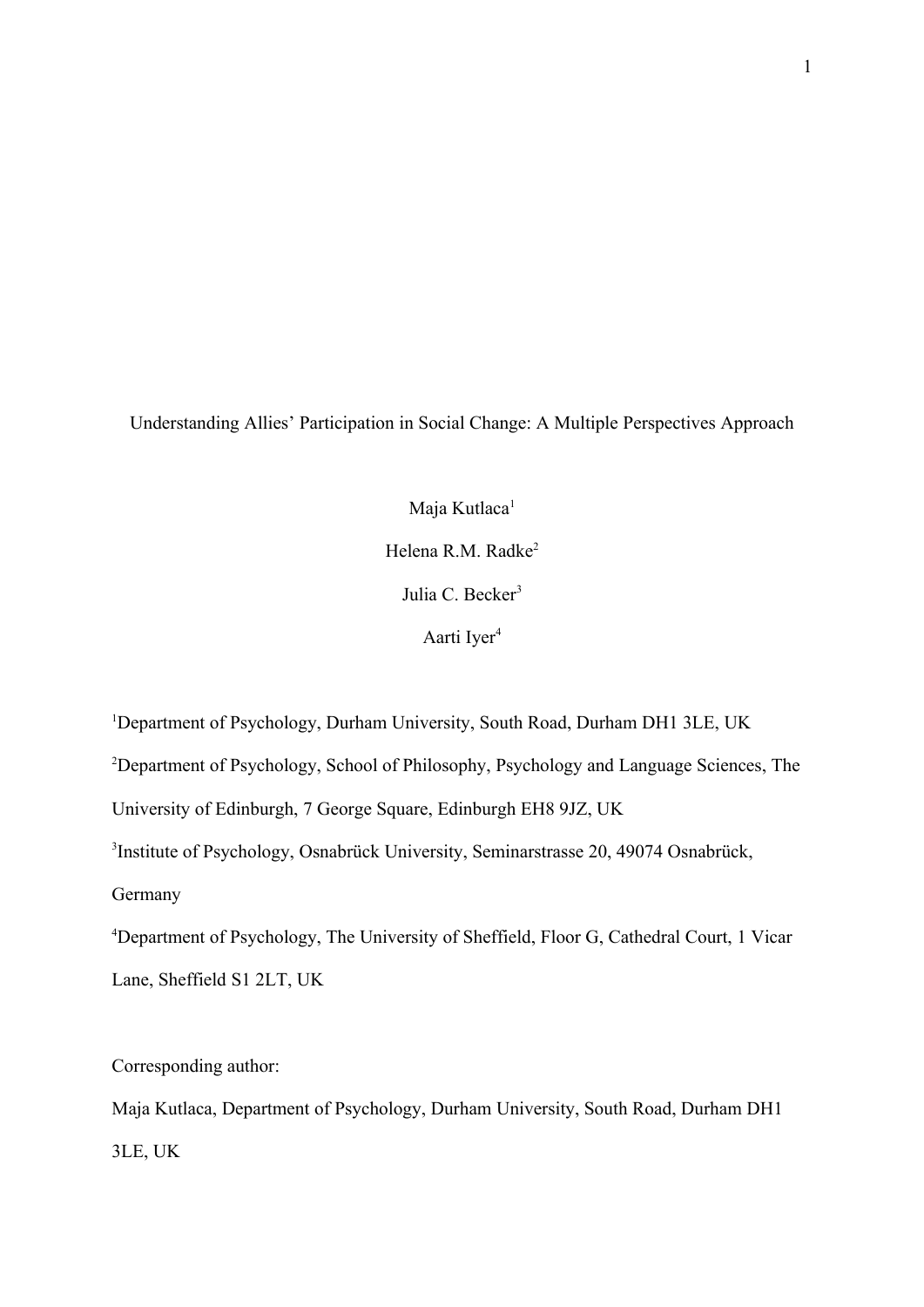# Understanding Allies' Participation in Social Change: A Multiple Perspectives Approach

Maja Kutlaca[1]

Helena R.M. Radke[2]

Julia C. Becker[3]

Aarti Iyer[4]

[1]Department of Psychology, Durham University, South Road, Durham DH1 3LE, UK

[2]Department of Psychology, School of Philosophy, Psychology and Language Sciences, The University of Edinburgh, 7 George Square, Edinburgh EH8 9JZ, UK

[3]Institute of Psychology, Osnabrück University, Seminarstrasse 20, 49074 Osnabrück, Germany

[4]Department of Psychology, The University of Sheffield, Floor G, Cathedral Court, 1 Vicar Lane, Sheffield S1 2LT, UK

Corresponding author:

Maja Kutlaca, Department of Psychology, Durham University, South Road, Durham DH1 3LE, UK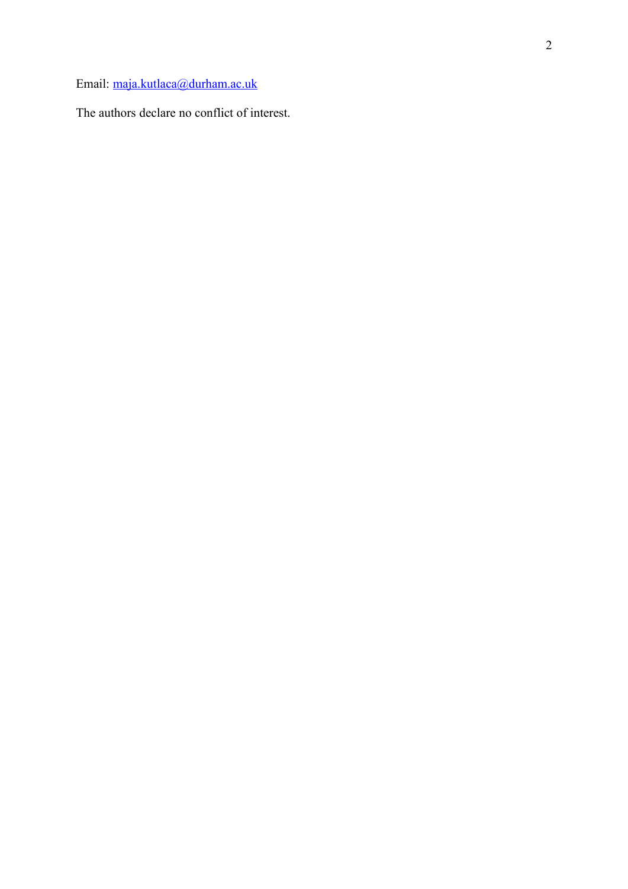Email: [maja.kutlaca@durham.ac.uk](mailto:maja.kutlaca@durham.ac.uk)

The authors declare no conflict of interest.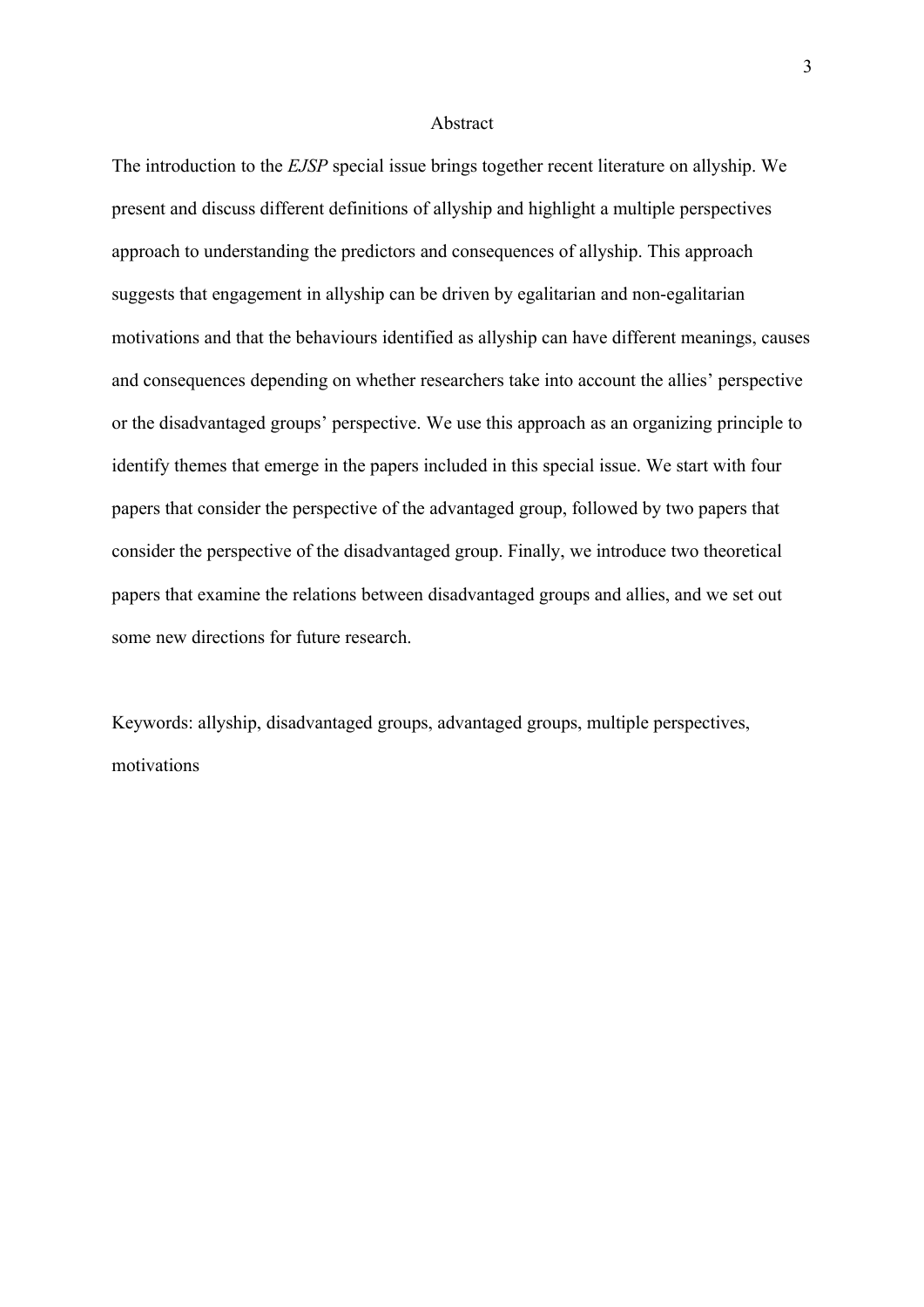## Abstract

The introduction to the *EJSP* special issue brings together recent literature on allyship. We present and discuss different definitions of allyship and highlight a multiple perspectives approach to understanding the predictors and consequences of allyship. This approach suggests that engagement in allyship can be driven by egalitarian and non-egalitarian motivations and that the behaviours identified as allyship can have different meanings, causes and consequences depending on whether researchers take into account the allies' perspective or the disadvantaged groups' perspective. We use this approach as an organizing principle to identify themes that emerge in the papers included in this special issue. We start with four papers that consider the perspective of the advantaged group, followed by two papers that consider the perspective of the disadvantaged group. Finally, we introduce two theoretical papers that examine the relations between disadvantaged groups and allies, and we set out some new directions for future research.

Keywords: allyship, disadvantaged groups, advantaged groups, multiple perspectives, motivations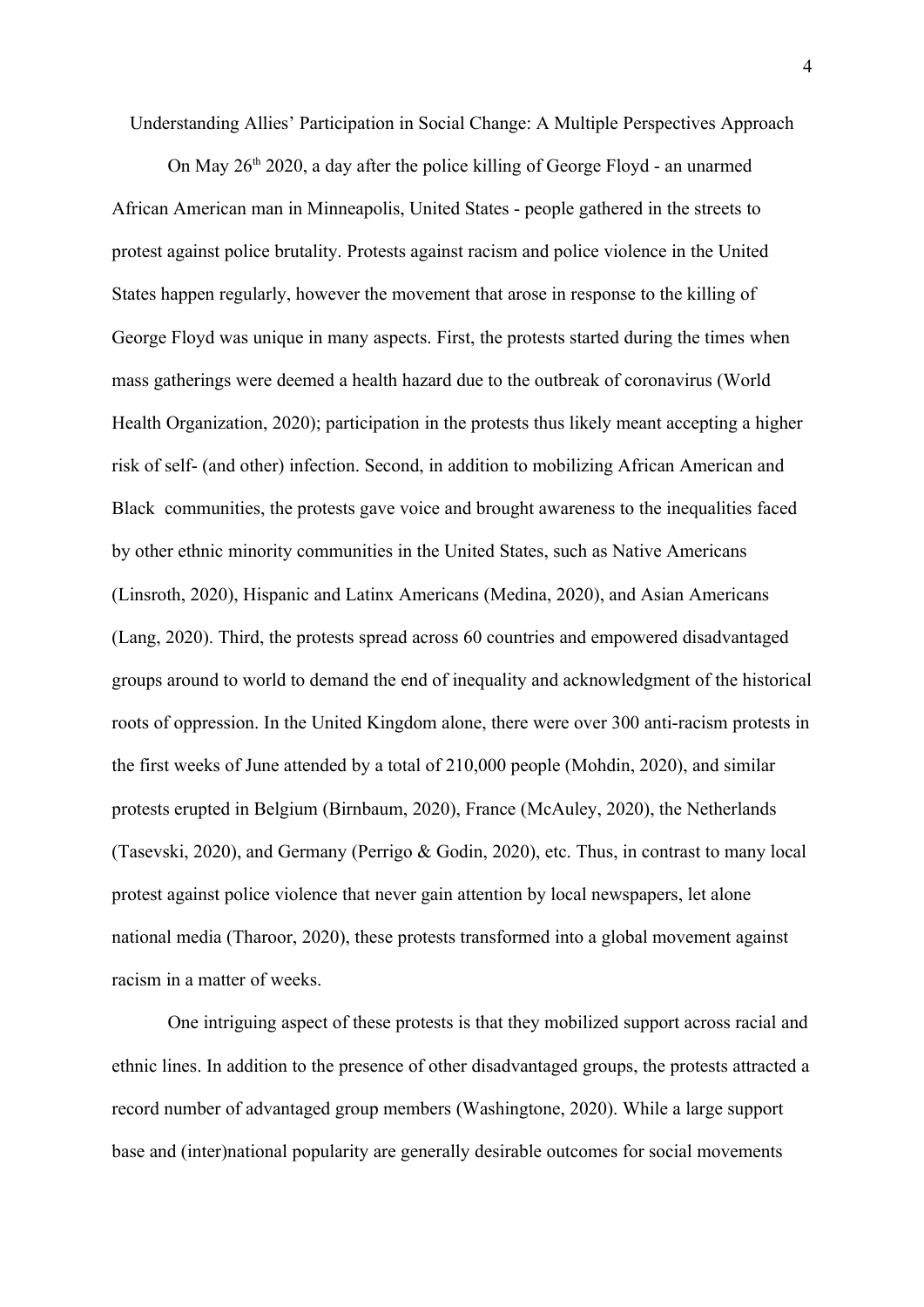# Understanding Allies' Participation in Social Change: A Multiple Perspectives Approach

On May 26th 2020, a day after the police killing of George Floyd - an unarmed African American man in Minneapolis, United States - people gathered in the streets to protest against police brutality. Protests against racism and police violence in the United States happen regularly, however the movement that arose in response to the killing of George Floyd was unique in many aspects. First, the protests started during the times when mass gatherings were deemed a health hazard due to the outbreak of coronavirus (World Health Organization, 2020); participation in the protests thus likely meant accepting a higher risk of self- (and other) infection. Second, in addition to mobilizing African American and Black communities, the protests gave voice and brought awareness to the inequalities faced by other ethnic minority communities in the United States, such as Native Americans (Linsroth, 2020), Hispanic and Latinx Americans (Medina, 2020), and Asian Americans (Lang, 2020). Third, the protests spread across 60 countries and empowered disadvantaged groups around to world to demand the end of inequality and acknowledgment of the historical roots of oppression. In the United Kingdom alone, there were over 300 anti-racism protests in the first weeks of June attended by a total of 210,000 people (Mohdin, 2020), and similar protests erupted in Belgium (Birnbaum, 2020), France (McAuley, 2020), the Netherlands (Tasevski, 2020), and Germany (Perrigo & Godin, 2020), etc. Thus, in contrast to many local protest against police violence that never gain attention by local newspapers, let alone national media (Tharoor, 2020), these protests transformed into a global movement against racism in a matter of weeks.

One intriguing aspect of these protests is that they mobilized support across racial and ethnic lines. In addition to the presence of other disadvantaged groups, the protests attracted a record number of advantaged group members (Washingtone, 2020). While a large support base and (inter)national popularity are generally desirable outcomes for social movements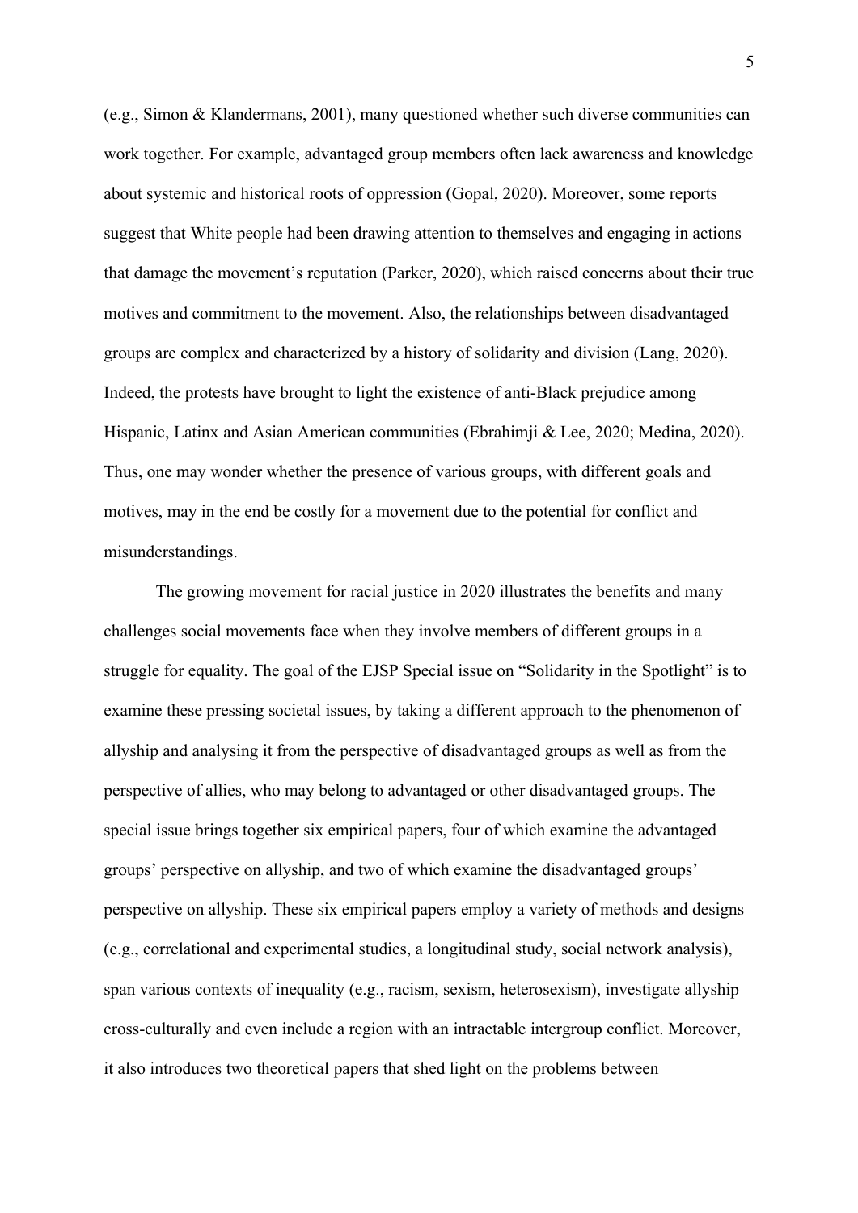(e.g., Simon & Klandermans, 2001), many questioned whether such diverse communities can work together. For example, advantaged group members often lack awareness and knowledge about systemic and historical roots of oppression (Gopal, 2020). Moreover, some reports suggest that White people had been drawing attention to themselves and engaging in actions that damage the movement's reputation (Parker, 2020), which raised concerns about their true motives and commitment to the movement. Also, the relationships between disadvantaged groups are complex and characterized by a history of solidarity and division (Lang, 2020). Indeed, the protests have brought to light the existence of anti-Black prejudice among Hispanic, Latinx and Asian American communities (Ebrahimji & Lee, 2020; Medina, 2020). Thus, one may wonder whether the presence of various groups, with different goals and motives, may in the end be costly for a movement due to the potential for conflict and misunderstandings.

The growing movement for racial justice in 2020 illustrates the benefits and many challenges social movements face when they involve members of different groups in a struggle for equality. The goal of the EJSP Special issue on "Solidarity in the Spotlight" is to examine these pressing societal issues, by taking a different approach to the phenomenon of allyship and analysing it from the perspective of disadvantaged groups as well as from the perspective of allies, who may belong to advantaged or other disadvantaged groups. The special issue brings together six empirical papers, four of which examine the advantaged groups' perspective on allyship, and two of which examine the disadvantaged groups' perspective on allyship. These six empirical papers employ a variety of methods and designs (e.g., correlational and experimental studies, a longitudinal study, social network analysis), span various contexts of inequality (e.g., racism, sexism, heterosexism), investigate allyship cross-culturally and even include a region with an intractable intergroup conflict. Moreover, it also introduces two theoretical papers that shed light on the problems between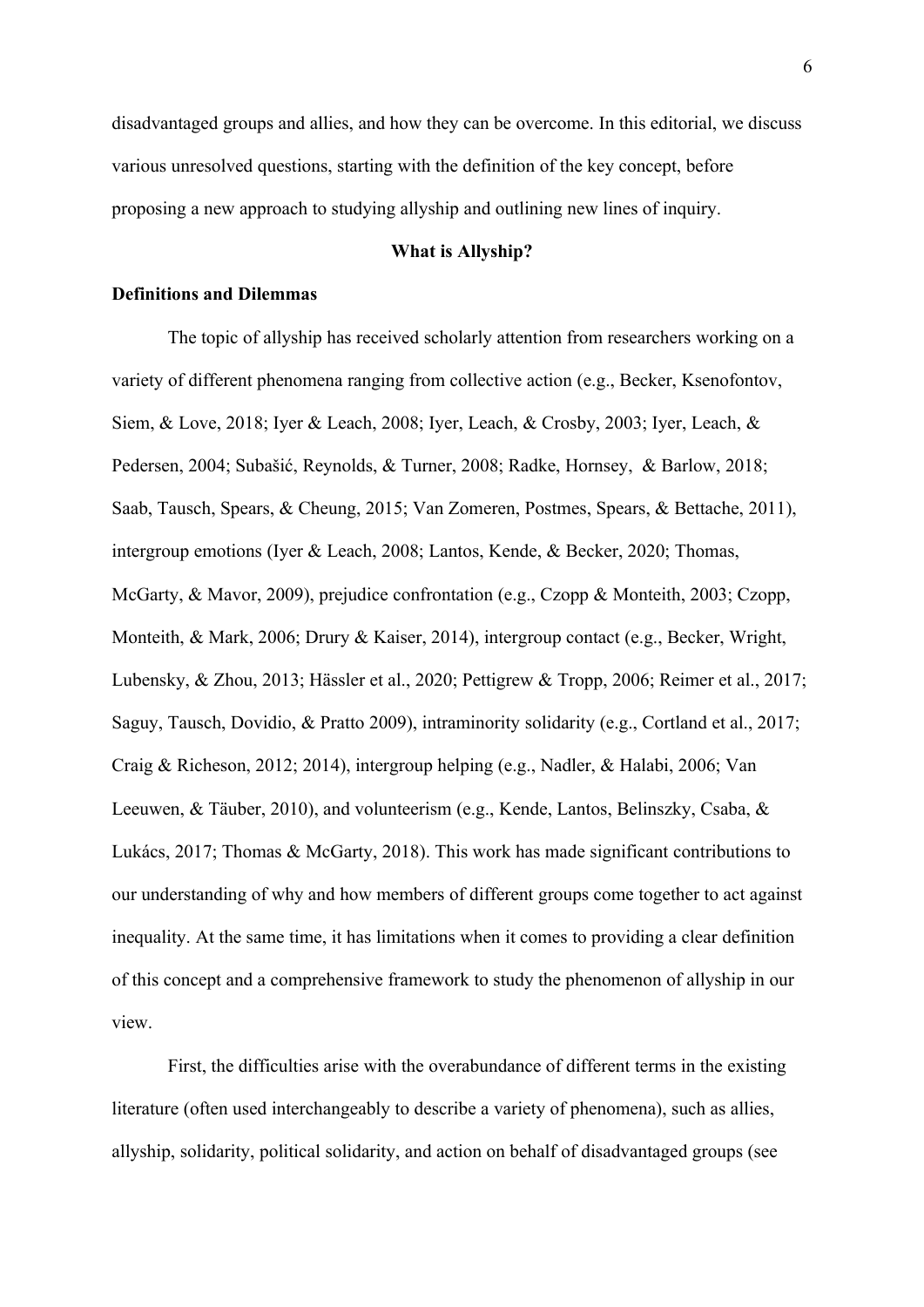disadvantaged groups and allies, and how they can be overcome. In this editorial, we discuss various unresolved questions, starting with the definition of the key concept, before proposing a new approach to studying allyship and outlining new lines of inquiry.

## What is Allyship?

### Definitions and Dilemmas

The topic of allyship has received scholarly attention from researchers working on a variety of different phenomena ranging from collective action (e.g., Becker, Ksenofontov, Siem, & Love, 2018; Iyer & Leach, 2008; Iyer, Leach, & Crosby, 2003; Iyer, Leach, & Pedersen, 2004; Subašić, Reynolds, & Turner, 2008; Radke, Hornsey, & Barlow, 2018; Saab, Tausch, Spears, & Cheung, 2015; Van Zomeren, Postmes, Spears, & Bettache, 2011), intergroup emotions (Iyer & Leach, 2008; Lantos, Kende, & Becker, 2020; Thomas, McGarty, & Mavor, 2009), prejudice confrontation (e.g., Czopp & Monteith, 2003; Czopp, Monteith, & Mark, 2006; Drury & Kaiser, 2014), intergroup contact (e.g., Becker, Wright, Lubensky, & Zhou, 2013; Hässler et al., 2020; Pettigrew & Tropp, 2006; Reimer et al., 2017; Saguy, Tausch, Dovidio, & Pratto 2009), intraminority solidarity (e.g., Cortland et al., 2017; Craig & Richeson, 2012; 2014), intergroup helping (e.g., Nadler, & Halabi, 2006; Van Leeuwen, & Täuber, 2010), and volunteerism (e.g., Kende, Lantos, Belinszky, Csaba, & Lukács, 2017; Thomas & McGarty, 2018). This work has made significant contributions to our understanding of why and how members of different groups come together to act against inequality. At the same time, it has limitations when it comes to providing a clear definition of this concept and a comprehensive framework to study the phenomenon of allyship in our view.

First, the difficulties arise with the overabundance of different terms in the existing literature (often used interchangeably to describe a variety of phenomena), such as allies, allyship, solidarity, political solidarity, and action on behalf of disadvantaged groups (see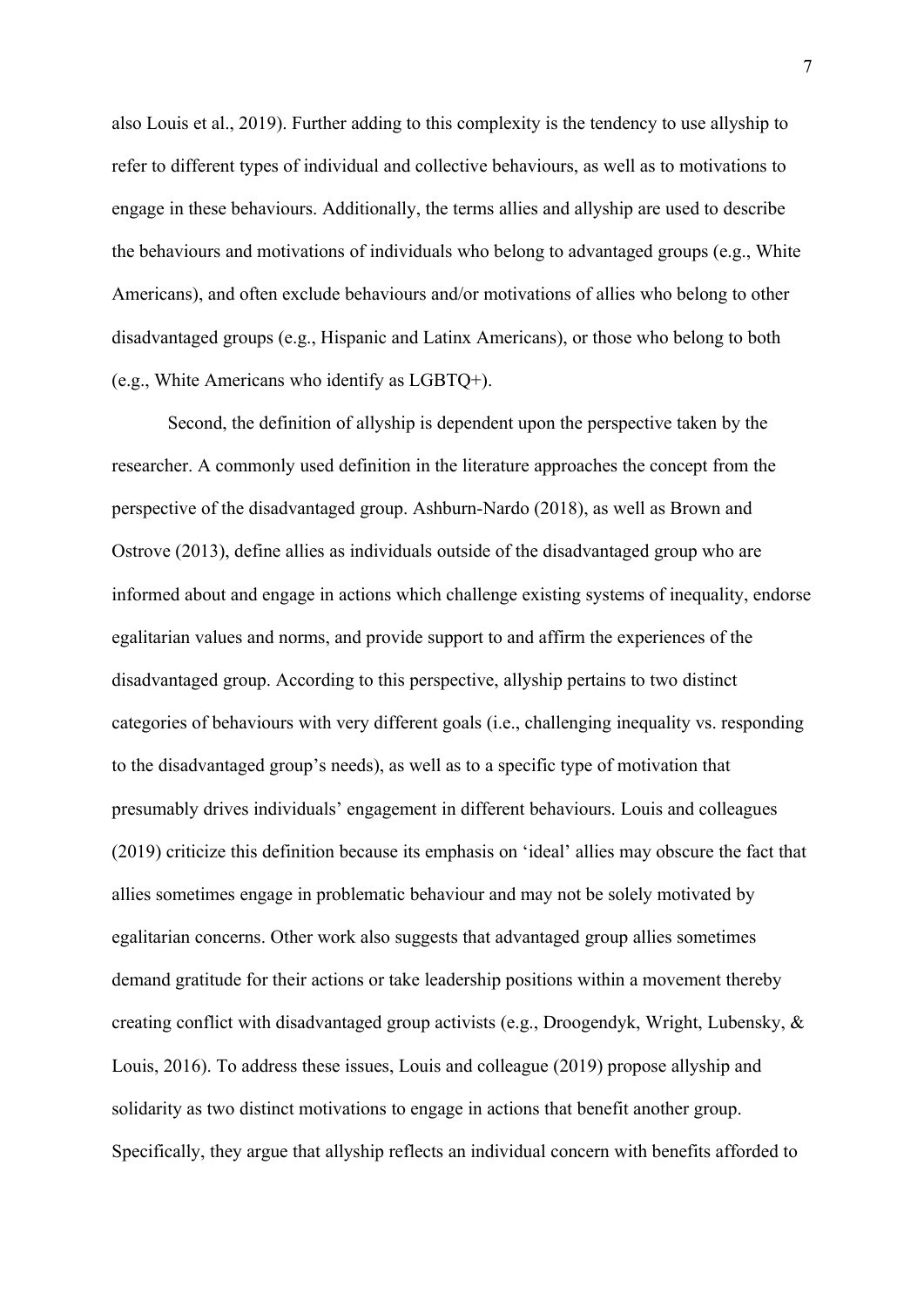also Louis et al., 2019). Further adding to this complexity is the tendency to use allyship to refer to different types of individual and collective behaviours, as well as to motivations to engage in these behaviours. Additionally, the terms allies and allyship are used to describe the behaviours and motivations of individuals who belong to advantaged groups (e.g., White Americans), and often exclude behaviours and/or motivations of allies who belong to other disadvantaged groups (e.g., Hispanic and Latinx Americans), or those who belong to both (e.g., White Americans who identify as LGBTQ+).

Second, the definition of allyship is dependent upon the perspective taken by the researcher. A commonly used definition in the literature approaches the concept from the perspective of the disadvantaged group. Ashburn-Nardo (2018), as well as Brown and Ostrove (2013), define allies as individuals outside of the disadvantaged group who are informed about and engage in actions which challenge existing systems of inequality, endorse egalitarian values and norms, and provide support to and affirm the experiences of the disadvantaged group. According to this perspective, allyship pertains to two distinct categories of behaviours with very different goals (i.e., challenging inequality vs. responding to the disadvantaged group's needs), as well as to a specific type of motivation that presumably drives individuals' engagement in different behaviours. Louis and colleagues (2019) criticize this definition because its emphasis on 'ideal' allies may obscure the fact that allies sometimes engage in problematic behaviour and may not be solely motivated by egalitarian concerns. Other work also suggests that advantaged group allies sometimes demand gratitude for their actions or take leadership positions within a movement thereby creating conflict with disadvantaged group activists (e.g., Droogendyk, Wright, Lubensky, & Louis, 2016). To address these issues, Louis and colleague (2019) propose allyship and solidarity as two distinct motivations to engage in actions that benefit another group. Specifically, they argue that allyship reflects an individual concern with benefits afforded to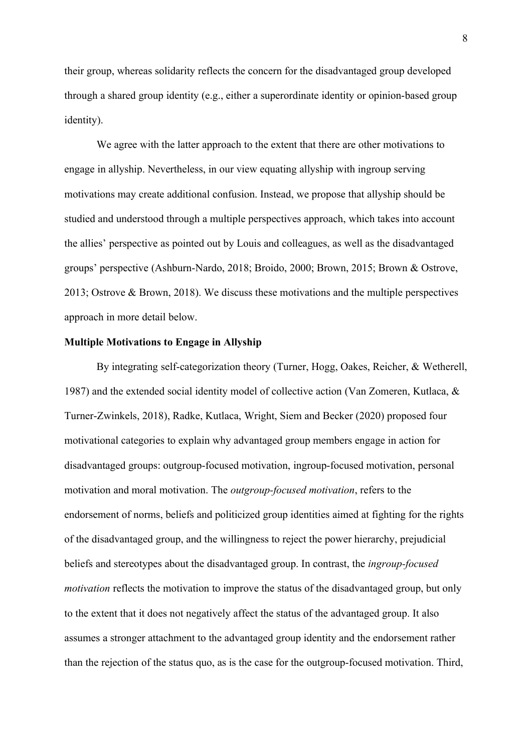their group, whereas solidarity reflects the concern for the disadvantaged group developed through a shared group identity (e.g., either a superordinate identity or opinion-based group identity).

We agree with the latter approach to the extent that there are other motivations to engage in allyship. Nevertheless, in our view equating allyship with ingroup serving motivations may create additional confusion. Instead, we propose that allyship should be studied and understood through a multiple perspectives approach, which takes into account the allies' perspective as pointed out by Louis and colleagues, as well as the disadvantaged groups' perspective (Ashburn-Nardo, 2018; Broido, 2000; Brown, 2015; Brown & Ostrove, 2013; Ostrove & Brown, 2018). We discuss these motivations and the multiple perspectives approach in more detail below.

**Multiple Motivations to Engage in Allyship**

By integrating self-categorization theory (Turner, Hogg, Oakes, Reicher, & Wetherell, 1987) and the extended social identity model of collective action (Van Zomeren, Kutlaca, & Turner-Zwinkels, 2018), Radke, Kutlaca, Wright, Siem and Becker (2020) proposed four motivational categories to explain why advantaged group members engage in action for disadvantaged groups: outgroup-focused motivation, ingroup-focused motivation, personal motivation and moral motivation. The *outgroup-focused motivation*, refers to the endorsement of norms, beliefs and politicized group identities aimed at fighting for the rights of the disadvantaged group, and the willingness to reject the power hierarchy, prejudicial beliefs and stereotypes about the disadvantaged group. In contrast, the *ingroup-focused motivation* reflects the motivation to improve the status of the disadvantaged group, but only to the extent that it does not negatively affect the status of the advantaged group. It also assumes a stronger attachment to the advantaged group identity and the endorsement rather than the rejection of the status quo, as is the case for the outgroup-focused motivation. Third,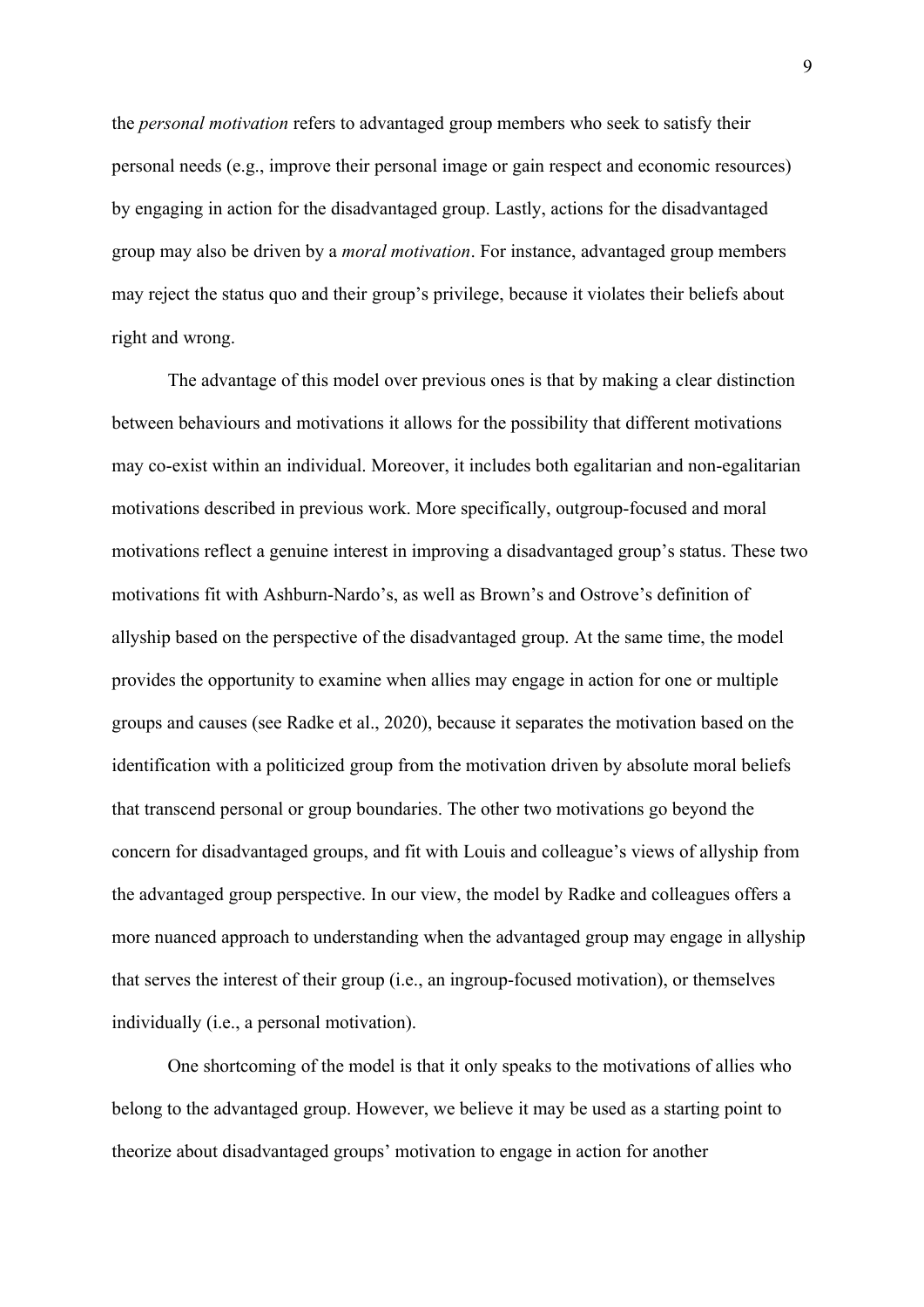the *personal motivation* refers to advantaged group members who seek to satisfy their personal needs (e.g., improve their personal image or gain respect and economic resources) by engaging in action for the disadvantaged group. Lastly, actions for the disadvantaged group may also be driven by a *moral motivation*. For instance, advantaged group members may reject the status quo and their group's privilege, because it violates their beliefs about right and wrong.

The advantage of this model over previous ones is that by making a clear distinction between behaviours and motivations it allows for the possibility that different motivations may co-exist within an individual. Moreover, it includes both egalitarian and non-egalitarian motivations described in previous work. More specifically, outgroup-focused and moral motivations reflect a genuine interest in improving a disadvantaged group's status. These two motivations fit with Ashburn-Nardo's, as well as Brown's and Ostrove's definition of allyship based on the perspective of the disadvantaged group. At the same time, the model provides the opportunity to examine when allies may engage in action for one or multiple groups and causes (see Radke et al., 2020), because it separates the motivation based on the identification with a politicized group from the motivation driven by absolute moral beliefs that transcend personal or group boundaries. The other two motivations go beyond the concern for disadvantaged groups, and fit with Louis and colleague's views of allyship from the advantaged group perspective. In our view, the model by Radke and colleagues offers a more nuanced approach to understanding when the advantaged group may engage in allyship that serves the interest of their group (i.e., an ingroup-focused motivation), or themselves individually (i.e., a personal motivation).

One shortcoming of the model is that it only speaks to the motivations of allies who belong to the advantaged group. However, we believe it may be used as a starting point to theorize about disadvantaged groups' motivation to engage in action for another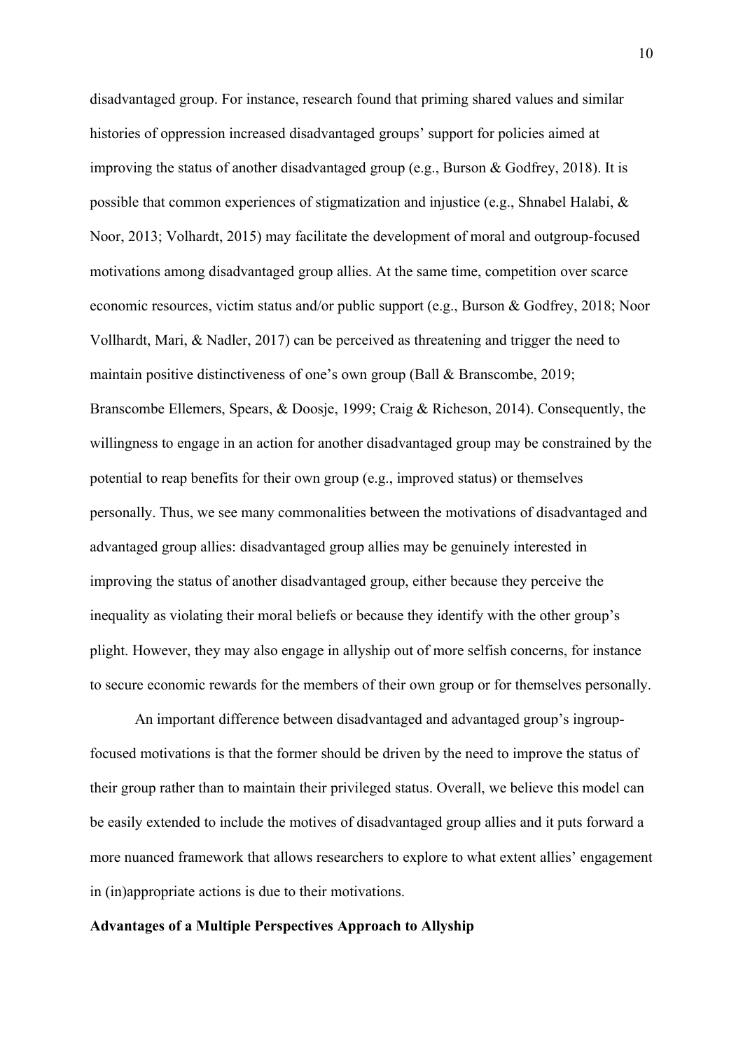disadvantaged group. For instance, research found that priming shared values and similar histories of oppression increased disadvantaged groups' support for policies aimed at improving the status of another disadvantaged group (e.g., Burson & Godfrey, 2018). It is possible that common experiences of stigmatization and injustice (e.g., Shnabel Halabi, & Noor, 2013; Volhardt, 2015) may facilitate the development of moral and outgroup-focused motivations among disadvantaged group allies. At the same time, competition over scarce economic resources, victim status and/or public support (e.g., Burson & Godfrey, 2018; Noor Vollhardt, Mari, & Nadler, 2017) can be perceived as threatening and trigger the need to maintain positive distinctiveness of one's own group (Ball & Branscombe, 2019; Branscombe Ellemers, Spears, & Doosje, 1999; Craig & Richeson, 2014). Consequently, the willingness to engage in an action for another disadvantaged group may be constrained by the potential to reap benefits for their own group (e.g., improved status) or themselves personally. Thus, we see many commonalities between the motivations of disadvantaged and advantaged group allies: disadvantaged group allies may be genuinely interested in improving the status of another disadvantaged group, either because they perceive the inequality as violating their moral beliefs or because they identify with the other group's plight. However, they may also engage in allyship out of more selfish concerns, for instance to secure economic rewards for the members of their own group or for themselves personally.

An important difference between disadvantaged and advantaged group's ingroup-focused motivations is that the former should be driven by the need to improve the status of their group rather than to maintain their privileged status. Overall, we believe this model can be easily extended to include the motives of disadvantaged group allies and it puts forward a more nuanced framework that allows researchers to explore to what extent allies' engagement in (in)appropriate actions is due to their motivations.

**Advantages of a Multiple Perspectives Approach to Allyship**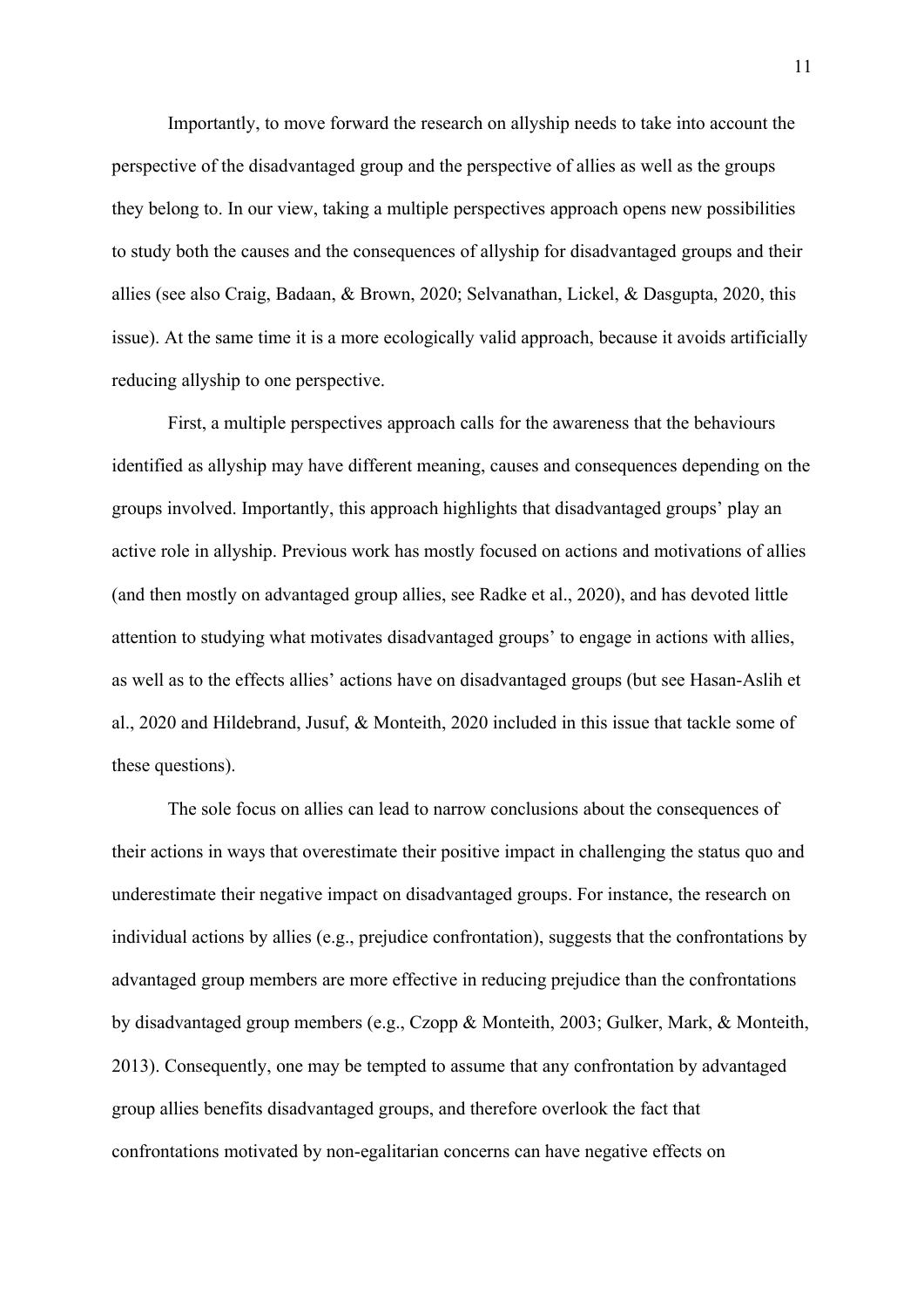Importantly, to move forward the research on allyship needs to take into account the perspective of the disadvantaged group and the perspective of allies as well as the groups they belong to. In our view, taking a multiple perspectives approach opens new possibilities to study both the causes and the consequences of allyship for disadvantaged groups and their allies (see also Craig, Badaan, & Brown, 2020; Selvanathan, Lickel, & Dasgupta, 2020, this issue). At the same time it is a more ecologically valid approach, because it avoids artificially reducing allyship to one perspective.

First, a multiple perspectives approach calls for the awareness that the behaviours identified as allyship may have different meaning, causes and consequences depending on the groups involved. Importantly, this approach highlights that disadvantaged groups' play an active role in allyship. Previous work has mostly focused on actions and motivations of allies (and then mostly on advantaged group allies, see Radke et al., 2020), and has devoted little attention to studying what motivates disadvantaged groups' to engage in actions with allies, as well as to the effects allies' actions have on disadvantaged groups (but see Hasan-Aslih et al., 2020 and Hildebrand, Jusuf, & Monteith, 2020 included in this issue that tackle some of these questions).

The sole focus on allies can lead to narrow conclusions about the consequences of their actions in ways that overestimate their positive impact in challenging the status quo and underestimate their negative impact on disadvantaged groups. For instance, the research on individual actions by allies (e.g., prejudice confrontation), suggests that the confrontations by advantaged group members are more effective in reducing prejudice than the confrontations by disadvantaged group members (e.g., Czopp & Monteith, 2003; Gulker, Mark, & Monteith, 2013). Consequently, one may be tempted to assume that any confrontation by advantaged group allies benefits disadvantaged groups, and therefore overlook the fact that confrontations motivated by non-egalitarian concerns can have negative effects on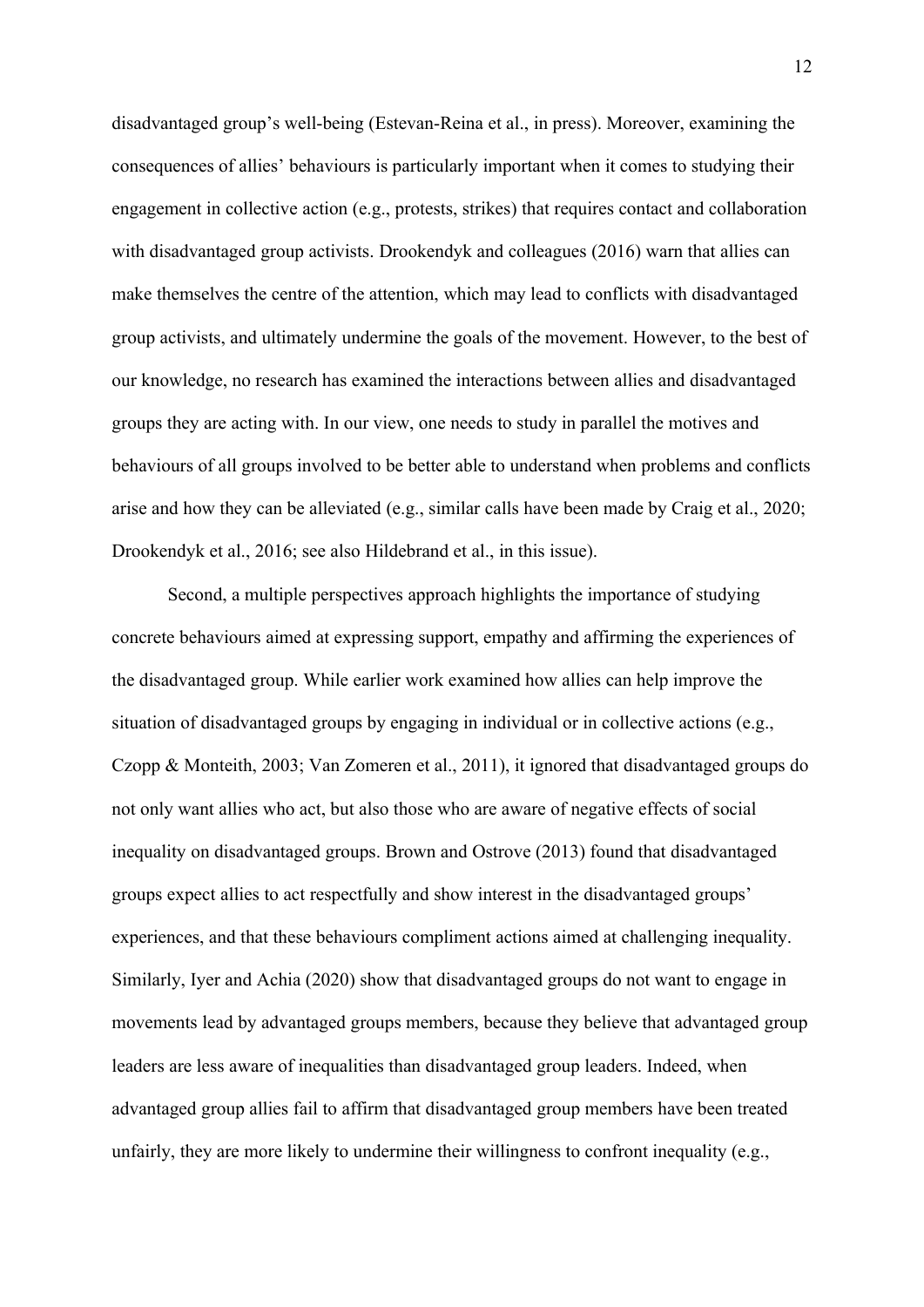disadvantaged group's well-being (Estevan-Reina et al., in press). Moreover, examining the consequences of allies' behaviours is particularly important when it comes to studying their engagement in collective action (e.g., protests, strikes) that requires contact and collaboration with disadvantaged group activists. Drookendyk and colleagues (2016) warn that allies can make themselves the centre of the attention, which may lead to conflicts with disadvantaged group activists, and ultimately undermine the goals of the movement. However, to the best of our knowledge, no research has examined the interactions between allies and disadvantaged groups they are acting with. In our view, one needs to study in parallel the motives and behaviours of all groups involved to be better able to understand when problems and conflicts arise and how they can be alleviated (e.g., similar calls have been made by Craig et al., 2020; Drookendyk et al., 2016; see also Hildebrand et al., in this issue).

Second, a multiple perspectives approach highlights the importance of studying concrete behaviours aimed at expressing support, empathy and affirming the experiences of the disadvantaged group. While earlier work examined how allies can help improve the situation of disadvantaged groups by engaging in individual or in collective actions (e.g., Czopp & Monteith, 2003; Van Zomeren et al., 2011), it ignored that disadvantaged groups do not only want allies who act, but also those who are aware of negative effects of social inequality on disadvantaged groups. Brown and Ostrove (2013) found that disadvantaged groups expect allies to act respectfully and show interest in the disadvantaged groups' experiences, and that these behaviours compliment actions aimed at challenging inequality. Similarly, Iyer and Achia (2020) show that disadvantaged groups do not want to engage in movements lead by advantaged groups members, because they believe that advantaged group leaders are less aware of inequalities than disadvantaged group leaders. Indeed, when advantaged group allies fail to affirm that disadvantaged group members have been treated unfairly, they are more likely to undermine their willingness to confront inequality (e.g.,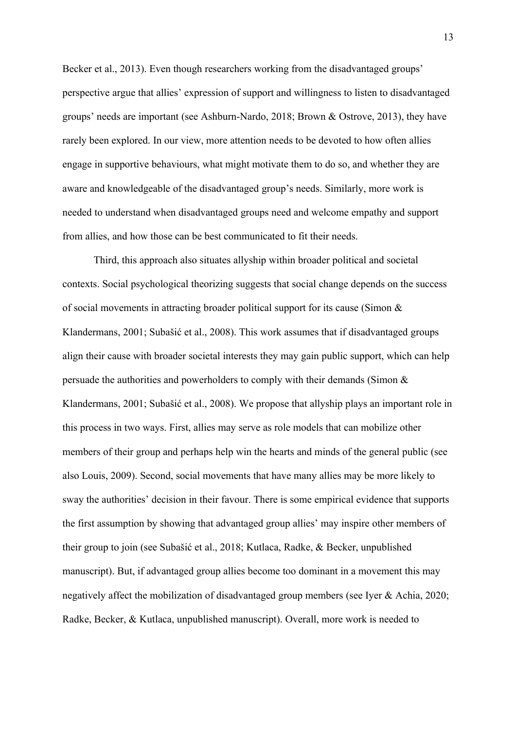Becker et al., 2013). Even though researchers working from the disadvantaged groups' perspective argue that allies' expression of support and willingness to listen to disadvantaged groups' needs are important (see Ashburn-Nardo, 2018; Brown & Ostrove, 2013), they have rarely been explored. In our view, more attention needs to be devoted to how often allies engage in supportive behaviours, what might motivate them to do so, and whether they are aware and knowledgeable of the disadvantaged group's needs. Similarly, more work is needed to understand when disadvantaged groups need and welcome empathy and support from allies, and how those can be best communicated to fit their needs.

Third, this approach also situates allyship within broader political and societal contexts. Social psychological theorizing suggests that social change depends on the success of social movements in attracting broader political support for its cause (Simon & Klandermans, 2001; Subašić et al., 2008). This work assumes that if disadvantaged groups align their cause with broader societal interests they may gain public support, which can help persuade the authorities and powerholders to comply with their demands (Simon & Klandermans, 2001; Subašić et al., 2008). We propose that allyship plays an important role in this process in two ways. First, allies may serve as role models that can mobilize other members of their group and perhaps help win the hearts and minds of the general public (see also Louis, 2009). Second, social movements that have many allies may be more likely to sway the authorities' decision in their favour. There is some empirical evidence that supports the first assumption by showing that advantaged group allies' may inspire other members of their group to join (see Subašić et al., 2018; Kutlaca, Radke, & Becker, unpublished manuscript). But, if advantaged group allies become too dominant in a movement this may negatively affect the mobilization of disadvantaged group members (see Iyer & Achia, 2020; Radke, Becker, & Kutlaca, unpublished manuscript). Overall, more work is needed to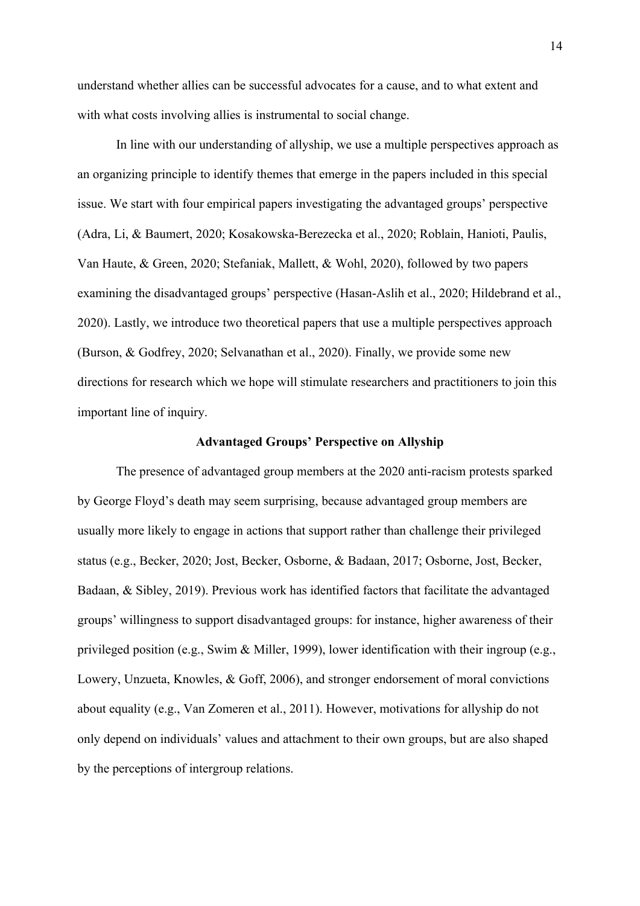understand whether allies can be successful advocates for a cause, and to what extent and with what costs involving allies is instrumental to social change.

In line with our understanding of allyship, we use a multiple perspectives approach as an organizing principle to identify themes that emerge in the papers included in this special issue. We start with four empirical papers investigating the advantaged groups' perspective (Adra, Li, & Baumert, 2020; Kosakowska-Berezecka et al., 2020; Roblain, Hanioti, Paulis, Van Haute, & Green, 2020; Stefaniak, Mallett, & Wohl, 2020), followed by two papers examining the disadvantaged groups' perspective (Hasan-Aslih et al., 2020; Hildebrand et al., 2020). Lastly, we introduce two theoretical papers that use a multiple perspectives approach (Burson, & Godfrey, 2020; Selvanathan et al., 2020). Finally, we provide some new directions for research which we hope will stimulate researchers and practitioners to join this important line of inquiry.

## Advantaged Groups' Perspective on Allyship

The presence of advantaged group members at the 2020 anti-racism protests sparked by George Floyd's death may seem surprising, because advantaged group members are usually more likely to engage in actions that support rather than challenge their privileged status (e.g., Becker, 2020; Jost, Becker, Osborne, & Badaan, 2017; Osborne, Jost, Becker, Badaan, & Sibley, 2019). Previous work has identified factors that facilitate the advantaged groups' willingness to support disadvantaged groups: for instance, higher awareness of their privileged position (e.g., Swim & Miller, 1999), lower identification with their ingroup (e.g., Lowery, Unzueta, Knowles, & Goff, 2006), and stronger endorsement of moral convictions about equality (e.g., Van Zomeren et al., 2011). However, motivations for allyship do not only depend on individuals' values and attachment to their own groups, but are also shaped by the perceptions of intergroup relations.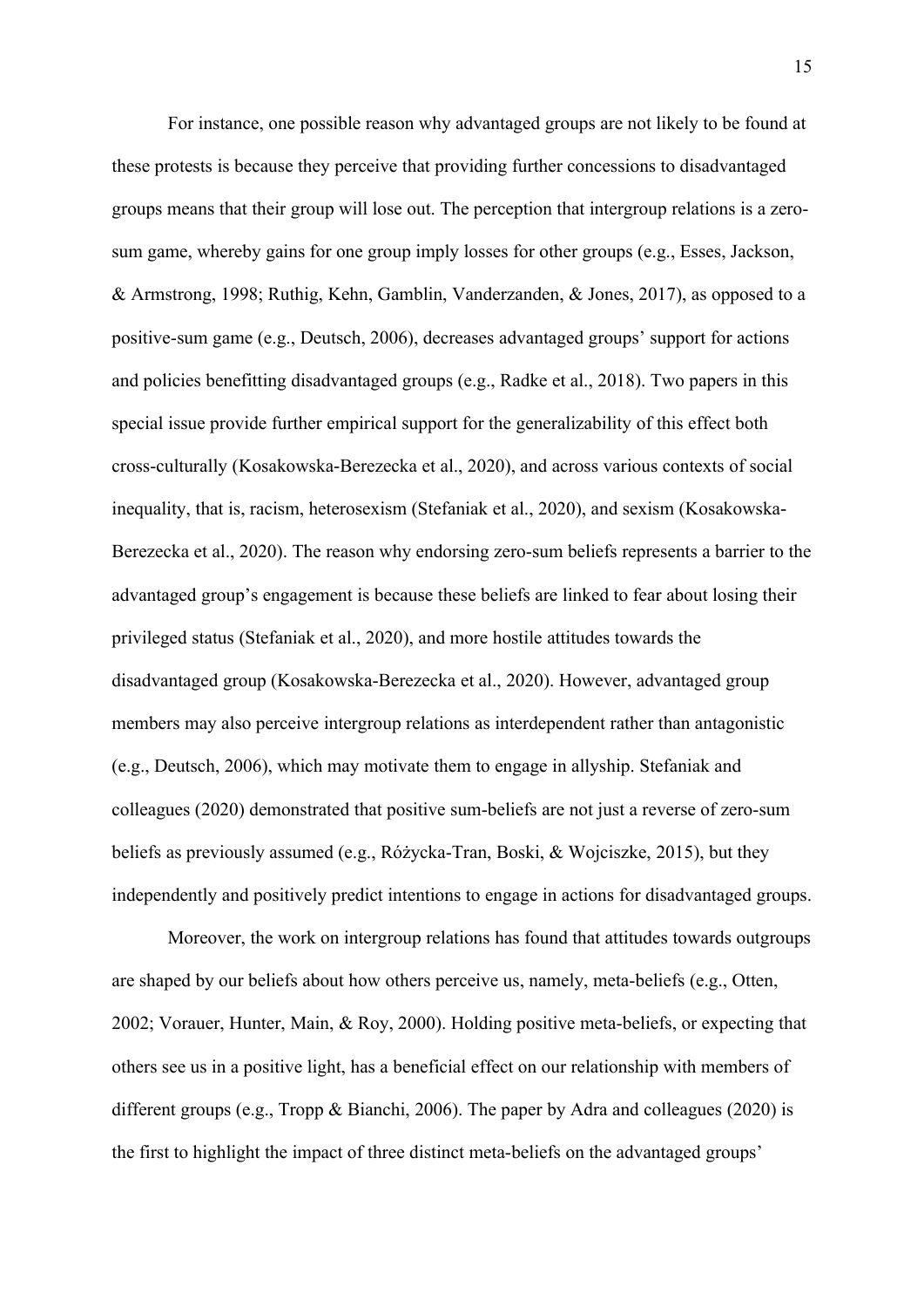For instance, one possible reason why advantaged groups are not likely to be found at these protests is because they perceive that providing further concessions to disadvantaged groups means that their group will lose out. The perception that intergroup relations is a zero-sum game, whereby gains for one group imply losses for other groups (e.g., Esses, Jackson, & Armstrong, 1998; Ruthig, Kehn, Gamblin, Vanderzanden, & Jones, 2017), as opposed to a positive-sum game (e.g., Deutsch, 2006), decreases advantaged groups' support for actions and policies benefitting disadvantaged groups (e.g., Radke et al., 2018). Two papers in this special issue provide further empirical support for the generalizability of this effect both cross-culturally (Kosakowska-Berezecka et al., 2020), and across various contexts of social inequality, that is, racism, heterosexism (Stefaniak et al., 2020), and sexism (Kosakowska-Berezecka et al., 2020). The reason why endorsing zero-sum beliefs represents a barrier to the advantaged group's engagement is because these beliefs are linked to fear about losing their privileged status (Stefaniak et al., 2020), and more hostile attitudes towards the disadvantaged group (Kosakowska-Berezecka et al., 2020). However, advantaged group members may also perceive intergroup relations as interdependent rather than antagonistic (e.g., Deutsch, 2006), which may motivate them to engage in allyship. Stefaniak and colleagues (2020) demonstrated that positive sum-beliefs are not just a reverse of zero-sum beliefs as previously assumed (e.g., Różycka-Tran, Boski, & Wojciszke, 2015), but they independently and positively predict intentions to engage in actions for disadvantaged groups.

Moreover, the work on intergroup relations has found that attitudes towards outgroups are shaped by our beliefs about how others perceive us, namely, meta-beliefs (e.g., Otten, 2002; Vorauer, Hunter, Main, & Roy, 2000). Holding positive meta-beliefs, or expecting that others see us in a positive light, has a beneficial effect on our relationship with members of different groups (e.g., Tropp & Bianchi, 2006). The paper by Adra and colleagues (2020) is the first to highlight the impact of three distinct meta-beliefs on the advantaged groups'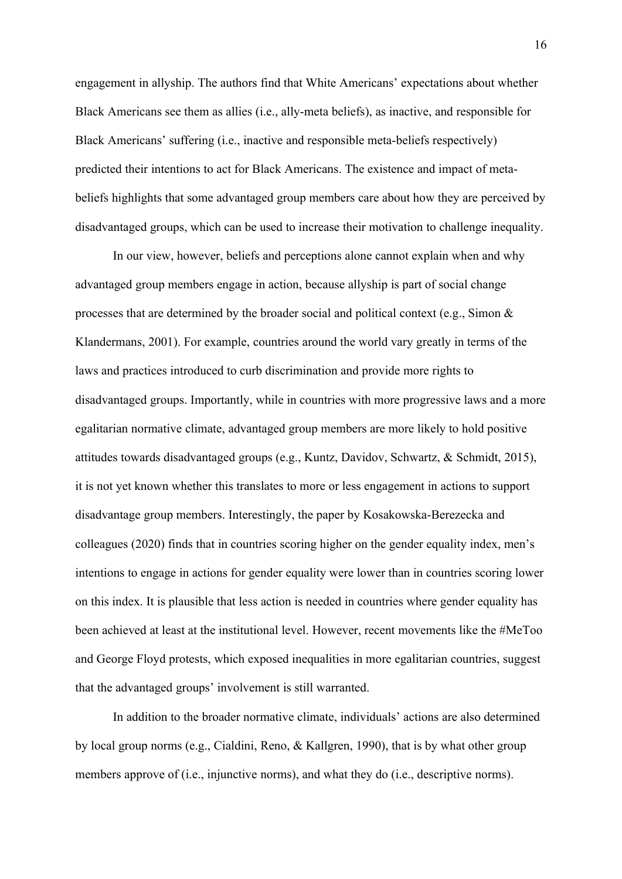engagement in allyship. The authors find that White Americans' expectations about whether Black Americans see them as allies (i.e., ally-meta beliefs), as inactive, and responsible for Black Americans' suffering (i.e., inactive and responsible meta-beliefs respectively) predicted their intentions to act for Black Americans. The existence and impact of meta-beliefs highlights that some advantaged group members care about how they are perceived by disadvantaged groups, which can be used to increase their motivation to challenge inequality.

In our view, however, beliefs and perceptions alone cannot explain when and why advantaged group members engage in action, because allyship is part of social change processes that are determined by the broader social and political context (e.g., Simon & Klandermans, 2001). For example, countries around the world vary greatly in terms of the laws and practices introduced to curb discrimination and provide more rights to disadvantaged groups. Importantly, while in countries with more progressive laws and a more egalitarian normative climate, advantaged group members are more likely to hold positive attitudes towards disadvantaged groups (e.g., Kuntz, Davidov, Schwartz, & Schmidt, 2015), it is not yet known whether this translates to more or less engagement in actions to support disadvantage group members. Interestingly, the paper by Kosakowska-Berezecka and colleagues (2020) finds that in countries scoring higher on the gender equality index, men's intentions to engage in actions for gender equality were lower than in countries scoring lower on this index. It is plausible that less action is needed in countries where gender equality has been achieved at least at the institutional level. However, recent movements like the #MeToo and George Floyd protests, which exposed inequalities in more egalitarian countries, suggest that the advantaged groups' involvement is still warranted.

In addition to the broader normative climate, individuals' actions are also determined by local group norms (e.g., Cialdini, Reno, & Kallgren, 1990), that is by what other group members approve of (i.e., injunctive norms), and what they do (i.e., descriptive norms).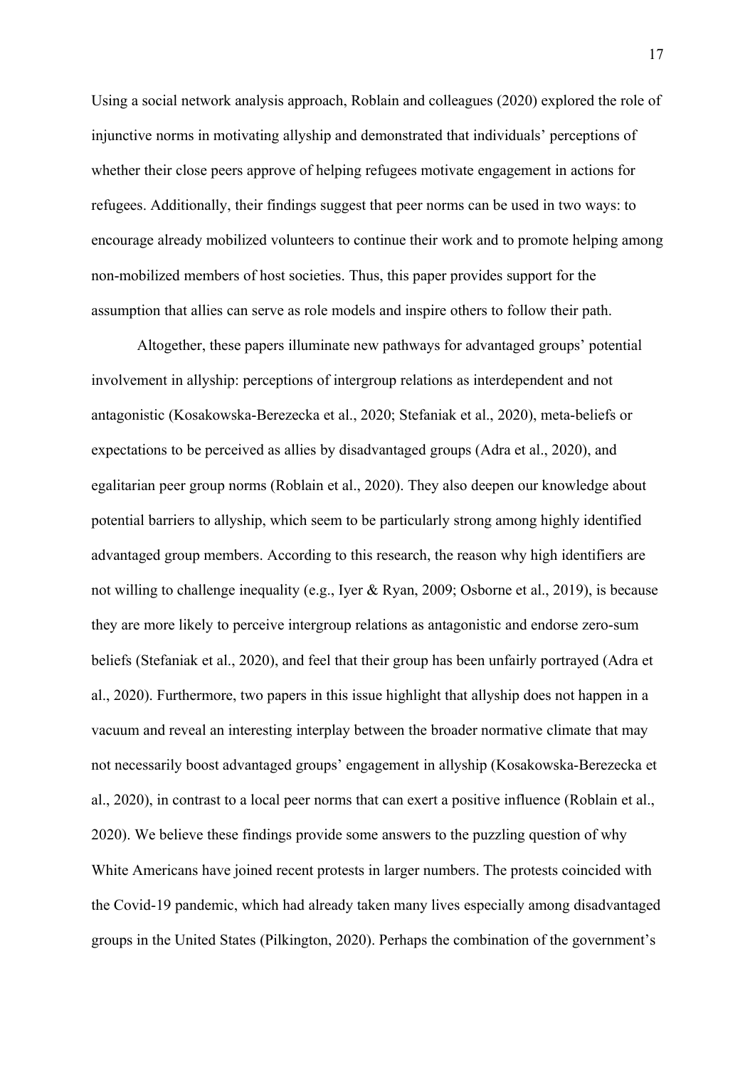Using a social network analysis approach, Roblain and colleagues (2020) explored the role of injunctive norms in motivating allyship and demonstrated that individuals' perceptions of whether their close peers approve of helping refugees motivate engagement in actions for refugees. Additionally, their findings suggest that peer norms can be used in two ways: to encourage already mobilized volunteers to continue their work and to promote helping among non-mobilized members of host societies. Thus, this paper provides support for the assumption that allies can serve as role models and inspire others to follow their path.

Altogether, these papers illuminate new pathways for advantaged groups' potential involvement in allyship: perceptions of intergroup relations as interdependent and not antagonistic (Kosakowska-Berezecka et al., 2020; Stefaniak et al., 2020), meta-beliefs or expectations to be perceived as allies by disadvantaged groups (Adra et al., 2020), and egalitarian peer group norms (Roblain et al., 2020). They also deepen our knowledge about potential barriers to allyship, which seem to be particularly strong among highly identified advantaged group members. According to this research, the reason why high identifiers are not willing to challenge inequality (e.g., Iyer & Ryan, 2009; Osborne et al., 2019), is because they are more likely to perceive intergroup relations as antagonistic and endorse zero-sum beliefs (Stefaniak et al., 2020), and feel that their group has been unfairly portrayed (Adra et al., 2020). Furthermore, two papers in this issue highlight that allyship does not happen in a vacuum and reveal an interesting interplay between the broader normative climate that may not necessarily boost advantaged groups' engagement in allyship (Kosakowska-Berezecka et al., 2020), in contrast to a local peer norms that can exert a positive influence (Roblain et al., 2020). We believe these findings provide some answers to the puzzling question of why White Americans have joined recent protests in larger numbers. The protests coincided with the Covid-19 pandemic, which had already taken many lives especially among disadvantaged groups in the United States (Pilkington, 2020). Perhaps the combination of the government's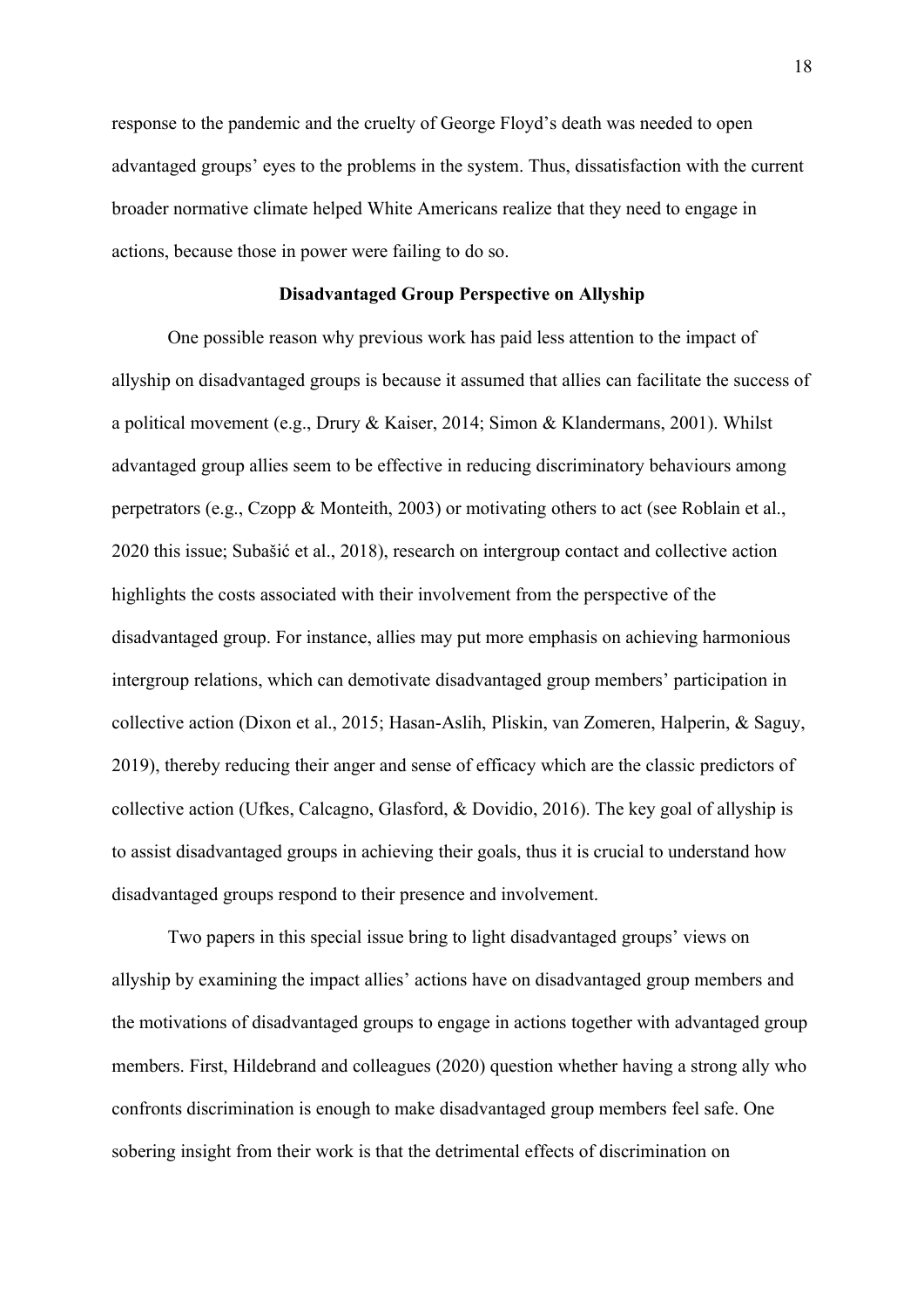response to the pandemic and the cruelty of George Floyd's death was needed to open advantaged groups' eyes to the problems in the system. Thus, dissatisfaction with the current broader normative climate helped White Americans realize that they need to engage in actions, because those in power were failing to do so.

## Disadvantaged Group Perspective on Allyship

One possible reason why previous work has paid less attention to the impact of allyship on disadvantaged groups is because it assumed that allies can facilitate the success of a political movement (e.g., Drury & Kaiser, 2014; Simon & Klandermans, 2001). Whilst advantaged group allies seem to be effective in reducing discriminatory behaviours among perpetrators (e.g., Czopp & Monteith, 2003) or motivating others to act (see Roblain et al., 2020 this issue; Subašić et al., 2018), research on intergroup contact and collective action highlights the costs associated with their involvement from the perspective of the disadvantaged group. For instance, allies may put more emphasis on achieving harmonious intergroup relations, which can demotivate disadvantaged group members' participation in collective action (Dixon et al., 2015; Hasan-Aslih, Pliskin, van Zomeren, Halperin, & Saguy, 2019), thereby reducing their anger and sense of efficacy which are the classic predictors of collective action (Ufkes, Calcagno, Glasford, & Dovidio, 2016). The key goal of allyship is to assist disadvantaged groups in achieving their goals, thus it is crucial to understand how disadvantaged groups respond to their presence and involvement.

Two papers in this special issue bring to light disadvantaged groups' views on allyship by examining the impact allies' actions have on disadvantaged group members and the motivations of disadvantaged groups to engage in actions together with advantaged group members. First, Hildebrand and colleagues (2020) question whether having a strong ally who confronts discrimination is enough to make disadvantaged group members feel safe. One sobering insight from their work is that the detrimental effects of discrimination on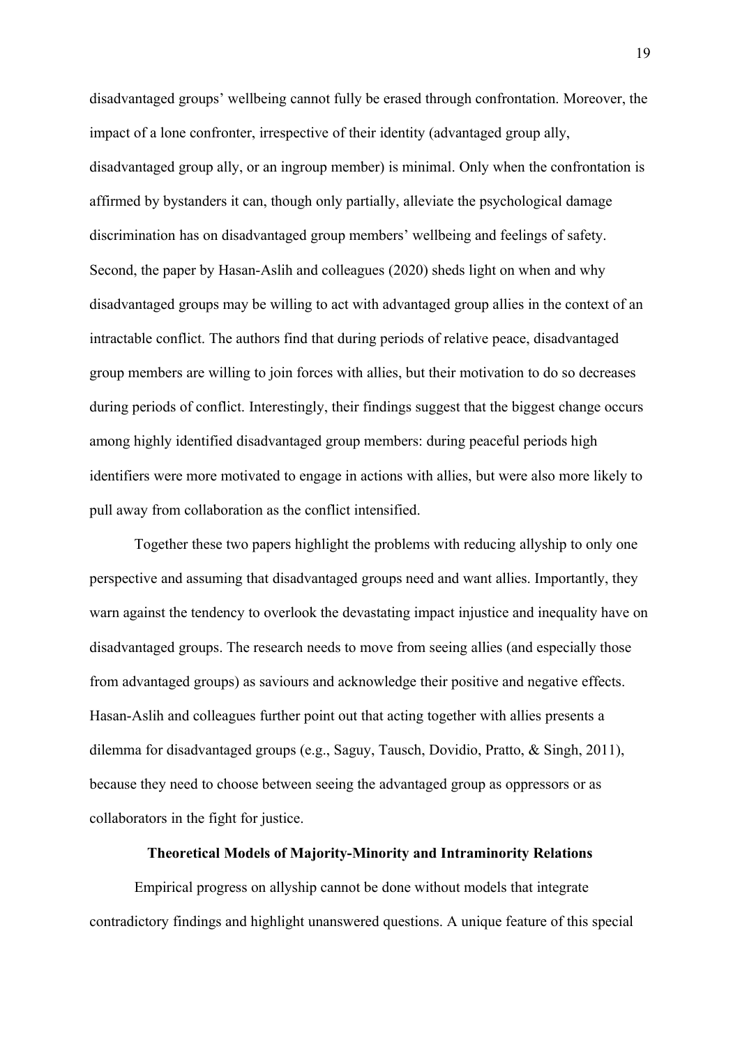disadvantaged groups' wellbeing cannot fully be erased through confrontation. Moreover, the impact of a lone confronter, irrespective of their identity (advantaged group ally, disadvantaged group ally, or an ingroup member) is minimal. Only when the confrontation is affirmed by bystanders it can, though only partially, alleviate the psychological damage discrimination has on disadvantaged group members' wellbeing and feelings of safety. Second, the paper by Hasan-Aslih and colleagues (2020) sheds light on when and why disadvantaged groups may be willing to act with advantaged group allies in the context of an intractable conflict. The authors find that during periods of relative peace, disadvantaged group members are willing to join forces with allies, but their motivation to do so decreases during periods of conflict. Interestingly, their findings suggest that the biggest change occurs among highly identified disadvantaged group members: during peaceful periods high identifiers were more motivated to engage in actions with allies, but were also more likely to pull away from collaboration as the conflict intensified.

Together these two papers highlight the problems with reducing allyship to only one perspective and assuming that disadvantaged groups need and want allies. Importantly, they warn against the tendency to overlook the devastating impact injustice and inequality have on disadvantaged groups. The research needs to move from seeing allies (and especially those from advantaged groups) as saviours and acknowledge their positive and negative effects. Hasan-Aslih and colleagues further point out that acting together with allies presents a dilemma for disadvantaged groups (e.g., Saguy, Tausch, Dovidio, Pratto, & Singh, 2011), because they need to choose between seeing the advantaged group as oppressors or as collaborators in the fight for justice.

## Theoretical Models of Majority-Minority and Intraminority Relations

Empirical progress on allyship cannot be done without models that integrate contradictory findings and highlight unanswered questions. A unique feature of this special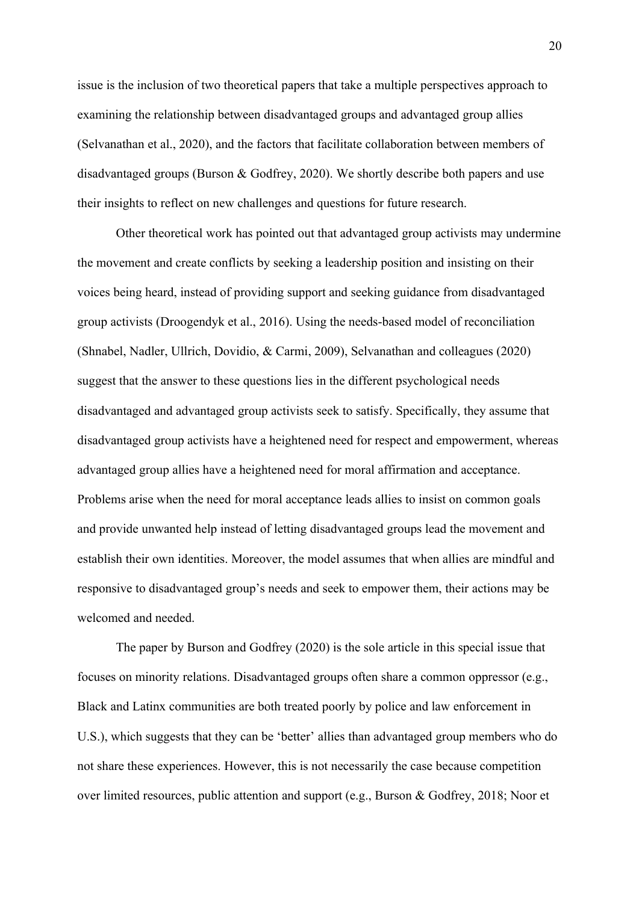issue is the inclusion of two theoretical papers that take a multiple perspectives approach to examining the relationship between disadvantaged groups and advantaged group allies (Selvanathan et al., 2020), and the factors that facilitate collaboration between members of disadvantaged groups (Burson & Godfrey, 2020). We shortly describe both papers and use their insights to reflect on new challenges and questions for future research.

Other theoretical work has pointed out that advantaged group activists may undermine the movement and create conflicts by seeking a leadership position and insisting on their voices being heard, instead of providing support and seeking guidance from disadvantaged group activists (Droogendyk et al., 2016). Using the needs-based model of reconciliation (Shnabel, Nadler, Ullrich, Dovidio, & Carmi, 2009), Selvanathan and colleagues (2020) suggest that the answer to these questions lies in the different psychological needs disadvantaged and advantaged group activists seek to satisfy. Specifically, they assume that disadvantaged group activists have a heightened need for respect and empowerment, whereas advantaged group allies have a heightened need for moral affirmation and acceptance. Problems arise when the need for moral acceptance leads allies to insist on common goals and provide unwanted help instead of letting disadvantaged groups lead the movement and establish their own identities. Moreover, the model assumes that when allies are mindful and responsive to disadvantaged group's needs and seek to empower them, their actions may be welcomed and needed.

The paper by Burson and Godfrey (2020) is the sole article in this special issue that focuses on minority relations. Disadvantaged groups often share a common oppressor (e.g., Black and Latinx communities are both treated poorly by police and law enforcement in U.S.), which suggests that they can be 'better' allies than advantaged group members who do not share these experiences. However, this is not necessarily the case because competition over limited resources, public attention and support (e.g., Burson & Godfrey, 2018; Noor et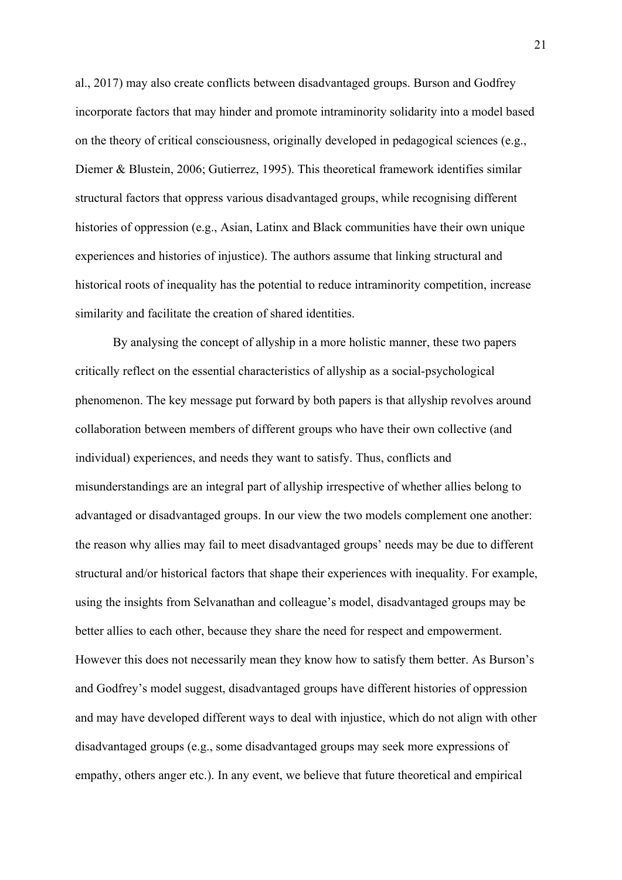al., 2017) may also create conflicts between disadvantaged groups. Burson and Godfrey incorporate factors that may hinder and promote intraminority solidarity into a model based on the theory of critical consciousness, originally developed in pedagogical sciences (e.g., Diemer & Blustein, 2006; Gutierrez, 1995). This theoretical framework identifies similar structural factors that oppress various disadvantaged groups, while recognising different histories of oppression (e.g., Asian, Latinx and Black communities have their own unique experiences and histories of injustice). The authors assume that linking structural and historical roots of inequality has the potential to reduce intraminority competition, increase similarity and facilitate the creation of shared identities.

By analysing the concept of allyship in a more holistic manner, these two papers critically reflect on the essential characteristics of allyship as a social-psychological phenomenon. The key message put forward by both papers is that allyship revolves around collaboration between members of different groups who have their own collective (and individual) experiences, and needs they want to satisfy. Thus, conflicts and misunderstandings are an integral part of allyship irrespective of whether allies belong to advantaged or disadvantaged groups. In our view the two models complement one another: the reason why allies may fail to meet disadvantaged groups' needs may be due to different structural and/or historical factors that shape their experiences with inequality. For example, using the insights from Selvanathan and colleague's model, disadvantaged groups may be better allies to each other, because they share the need for respect and empowerment. However this does not necessarily mean they know how to satisfy them better. As Burson's and Godfrey's model suggest, disadvantaged groups have different histories of oppression and may have developed different ways to deal with injustice, which do not align with other disadvantaged groups (e.g., some disadvantaged groups may seek more expressions of empathy, others anger etc.). In any event, we believe that future theoretical and empirical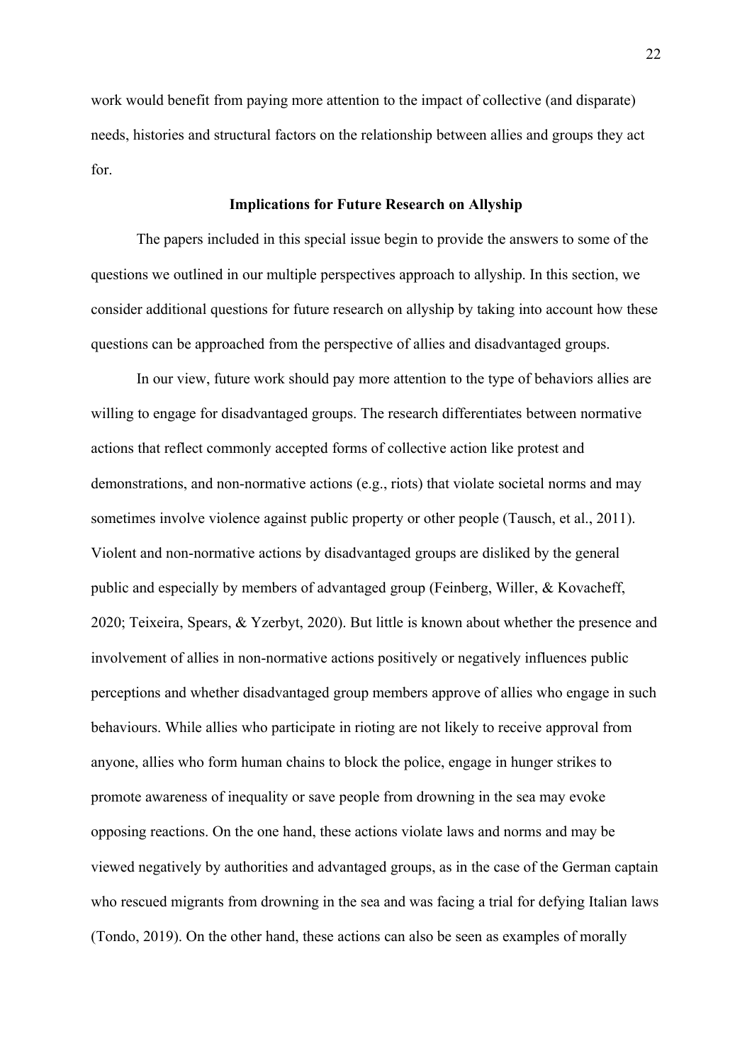work would benefit from paying more attention to the impact of collective (and disparate) needs, histories and structural factors on the relationship between allies and groups they act for.

## Implications for Future Research on Allyship

The papers included in this special issue begin to provide the answers to some of the questions we outlined in our multiple perspectives approach to allyship. In this section, we consider additional questions for future research on allyship by taking into account how these questions can be approached from the perspective of allies and disadvantaged groups.

In our view, future work should pay more attention to the type of behaviors allies are willing to engage for disadvantaged groups. The research differentiates between normative actions that reflect commonly accepted forms of collective action like protest and demonstrations, and non-normative actions (e.g., riots) that violate societal norms and may sometimes involve violence against public property or other people (Tausch, et al., 2011). Violent and non-normative actions by disadvantaged groups are disliked by the general public and especially by members of advantaged group (Feinberg, Willer, & Kovacheff, 2020; Teixeira, Spears, & Yzerbyt, 2020). But little is known about whether the presence and involvement of allies in non-normative actions positively or negatively influences public perceptions and whether disadvantaged group members approve of allies who engage in such behaviours. While allies who participate in rioting are not likely to receive approval from anyone, allies who form human chains to block the police, engage in hunger strikes to promote awareness of inequality or save people from drowning in the sea may evoke opposing reactions. On the one hand, these actions violate laws and norms and may be viewed negatively by authorities and advantaged groups, as in the case of the German captain who rescued migrants from drowning in the sea and was facing a trial for defying Italian laws (Tondo, 2019). On the other hand, these actions can also be seen as examples of morally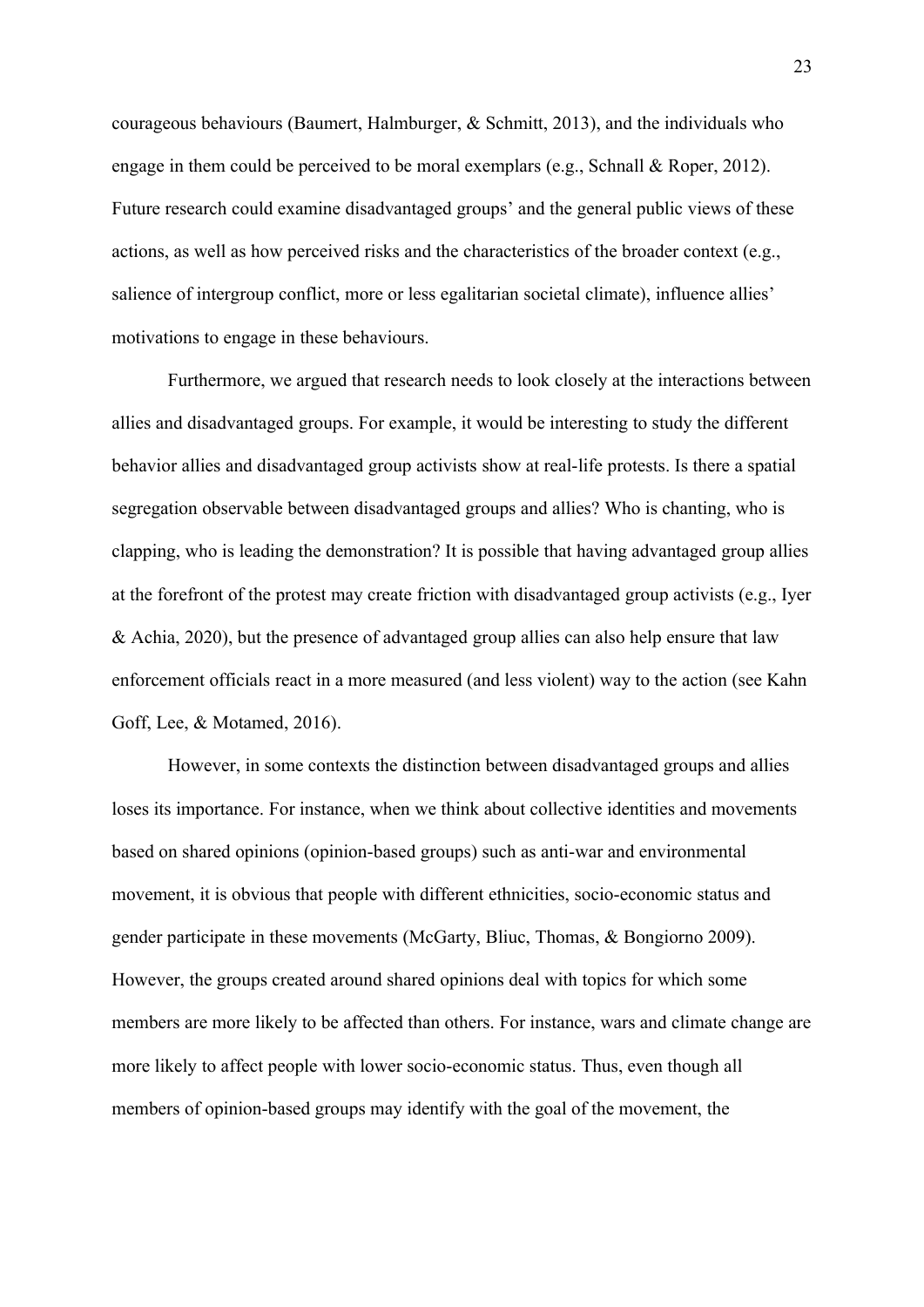courageous behaviours (Baumert, Halmburger, & Schmitt, 2013), and the individuals who engage in them could be perceived to be moral exemplars (e.g., Schnall & Roper, 2012). Future research could examine disadvantaged groups' and the general public views of these actions, as well as how perceived risks and the characteristics of the broader context (e.g., salience of intergroup conflict, more or less egalitarian societal climate), influence allies' motivations to engage in these behaviours.

Furthermore, we argued that research needs to look closely at the interactions between allies and disadvantaged groups. For example, it would be interesting to study the different behavior allies and disadvantaged group activists show at real-life protests. Is there a spatial segregation observable between disadvantaged groups and allies? Who is chanting, who is clapping, who is leading the demonstration? It is possible that having advantaged group allies at the forefront of the protest may create friction with disadvantaged group activists (e.g., Iyer & Achia, 2020), but the presence of advantaged group allies can also help ensure that law enforcement officials react in a more measured (and less violent) way to the action (see Kahn Goff, Lee, & Motamed, 2016).

However, in some contexts the distinction between disadvantaged groups and allies loses its importance. For instance, when we think about collective identities and movements based on shared opinions (opinion-based groups) such as anti-war and environmental movement, it is obvious that people with different ethnicities, socio-economic status and gender participate in these movements (McGarty, Bliuc, Thomas, & Bongiorno 2009). However, the groups created around shared opinions deal with topics for which some members are more likely to be affected than others. For instance, wars and climate change are more likely to affect people with lower socio-economic status. Thus, even though all members of opinion-based groups may identify with the goal of the movement, the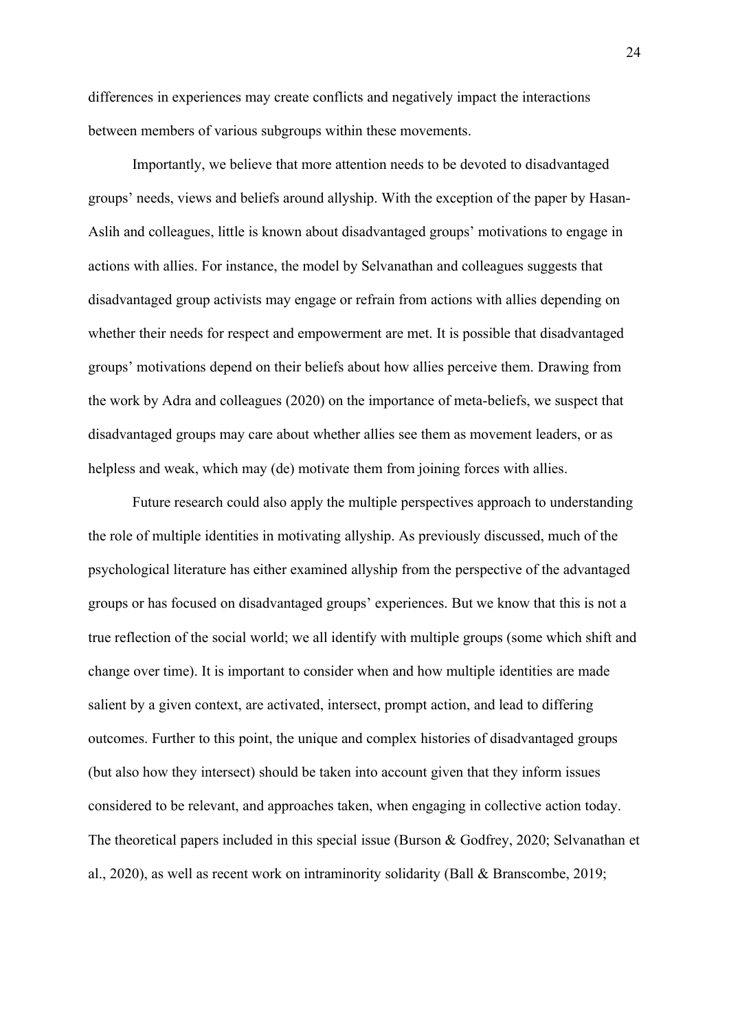differences in experiences may create conflicts and negatively impact the interactions between members of various subgroups within these movements.

Importantly, we believe that more attention needs to be devoted to disadvantaged groups' needs, views and beliefs around allyship. With the exception of the paper by Hasan-Aslih and colleagues, little is known about disadvantaged groups' motivations to engage in actions with allies. For instance, the model by Selvanathan and colleagues suggests that disadvantaged group activists may engage or refrain from actions with allies depending on whether their needs for respect and empowerment are met. It is possible that disadvantaged groups' motivations depend on their beliefs about how allies perceive them. Drawing from the work by Adra and colleagues (2020) on the importance of meta-beliefs, we suspect that disadvantaged groups may care about whether allies see them as movement leaders, or as helpless and weak, which may (de) motivate them from joining forces with allies.

Future research could also apply the multiple perspectives approach to understanding the role of multiple identities in motivating allyship. As previously discussed, much of the psychological literature has either examined allyship from the perspective of the advantaged groups or has focused on disadvantaged groups' experiences. But we know that this is not a true reflection of the social world; we all identify with multiple groups (some which shift and change over time). It is important to consider when and how multiple identities are made salient by a given context, are activated, intersect, prompt action, and lead to differing outcomes. Further to this point, the unique and complex histories of disadvantaged groups (but also how they intersect) should be taken into account given that they inform issues considered to be relevant, and approaches taken, when engaging in collective action today. The theoretical papers included in this special issue (Burson & Godfrey, 2020; Selvanathan et al., 2020), as well as recent work on intraminority solidarity (Ball & Branscombe, 2019;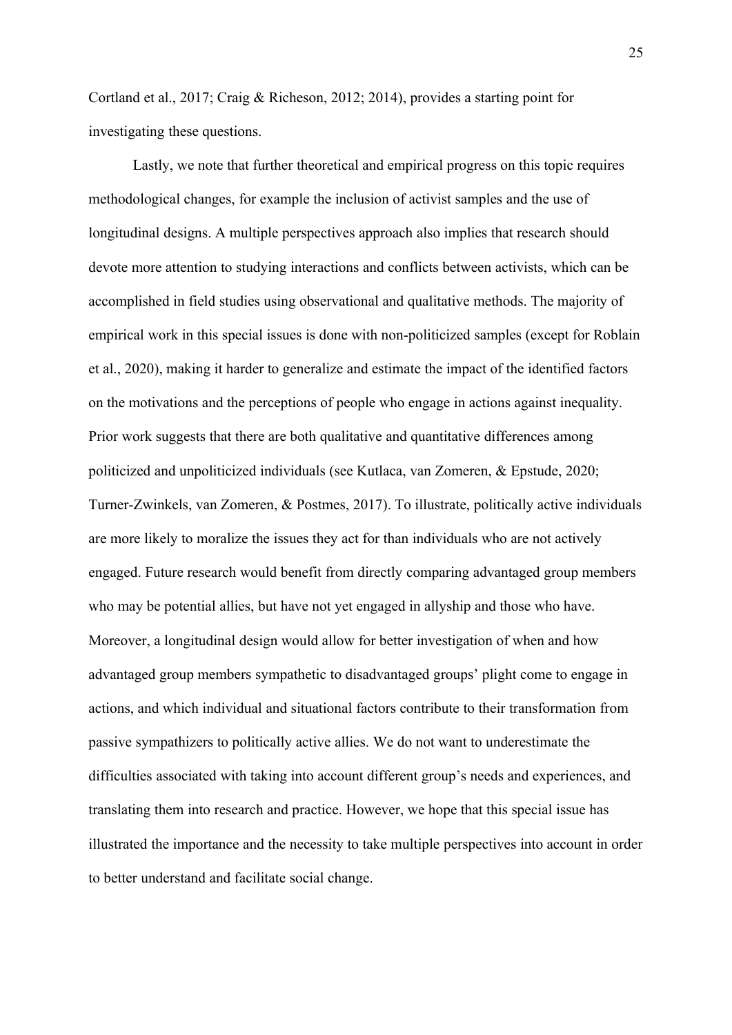Cortland et al., 2017; Craig & Richeson, 2012; 2014), provides a starting point for investigating these questions.

Lastly, we note that further theoretical and empirical progress on this topic requires methodological changes, for example the inclusion of activist samples and the use of longitudinal designs. A multiple perspectives approach also implies that research should devote more attention to studying interactions and conflicts between activists, which can be accomplished in field studies using observational and qualitative methods. The majority of empirical work in this special issues is done with non-politicized samples (except for Roblain et al., 2020), making it harder to generalize and estimate the impact of the identified factors on the motivations and the perceptions of people who engage in actions against inequality. Prior work suggests that there are both qualitative and quantitative differences among politicized and unpoliticized individuals (see Kutlaca, van Zomeren, & Epstude, 2020; Turner-Zwinkels, van Zomeren, & Postmes, 2017). To illustrate, politically active individuals are more likely to moralize the issues they act for than individuals who are not actively engaged. Future research would benefit from directly comparing advantaged group members who may be potential allies, but have not yet engaged in allyship and those who have. Moreover, a longitudinal design would allow for better investigation of when and how advantaged group members sympathetic to disadvantaged groups' plight come to engage in actions, and which individual and situational factors contribute to their transformation from passive sympathizers to politically active allies. We do not want to underestimate the difficulties associated with taking into account different group's needs and experiences, and translating them into research and practice. However, we hope that this special issue has illustrated the importance and the necessity to take multiple perspectives into account in order to better understand and facilitate social change.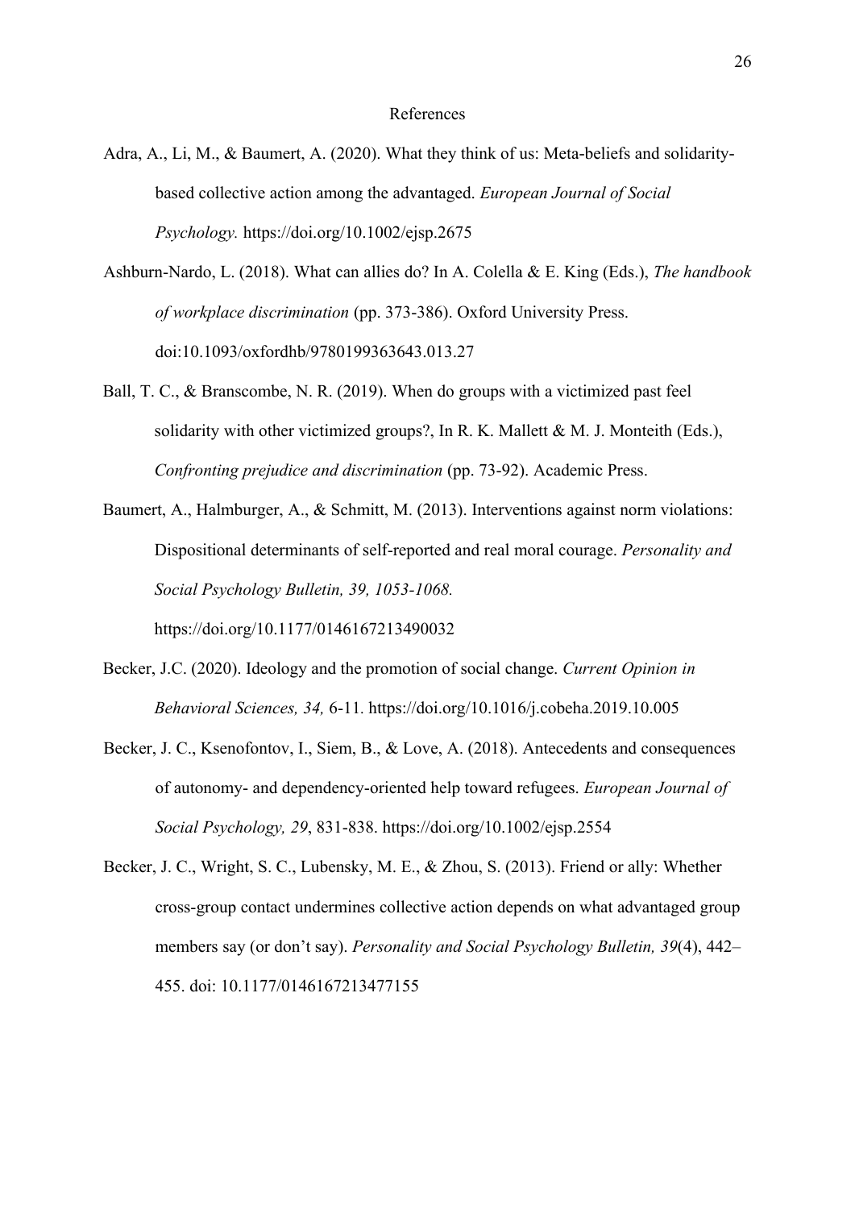## References

Adra, A., Li, M., & Baumert, A. (2020). What they think of us: Meta-beliefs and solidarity-based collective action among the advantaged. *European Journal of Social Psychology.* https://doi.org/10.1002/ejsp.2675

Ashburn-Nardo, L. (2018). What can allies do? In A. Colella & E. King (Eds.), *The handbook of workplace discrimination* (pp. 373-386). Oxford University Press. doi:10.1093/oxfordhb/9780199363643.013.27

Ball, T. C., & Branscombe, N. R. (2019). When do groups with a victimized past feel solidarity with other victimized groups?, In R. K. Mallett & M. J. Monteith (Eds.), *Confronting prejudice and discrimination* (pp. 73-92). Academic Press.

Baumert, A., Halmburger, A., & Schmitt, M. (2013). Interventions against norm violations: Dispositional determinants of self-reported and real moral courage. *Personality and Social Psychology Bulletin, 39, 1053-1068.* https://doi.org/10.1177/0146167213490032

Becker, J.C. (2020). Ideology and the promotion of social change. *Current Opinion in Behavioral Sciences, 34,* 6-11. https://doi.org/10.1016/j.cobeha.2019.10.005

Becker, J. C., Ksenofontov, I., Siem, B., & Love, A. (2018). Antecedents and consequences of autonomy- and dependency-oriented help toward refugees. *European Journal of Social Psychology, 29*, 831-838. https://doi.org/10.1002/ejsp.2554

Becker, J. C., Wright, S. C., Lubensky, M. E., & Zhou, S. (2013). Friend or ally: Whether cross-group contact undermines collective action depends on what advantaged group members say (or don't say). *Personality and Social Psychology Bulletin, 39*(4), 442–455. doi: 10.1177/0146167213477155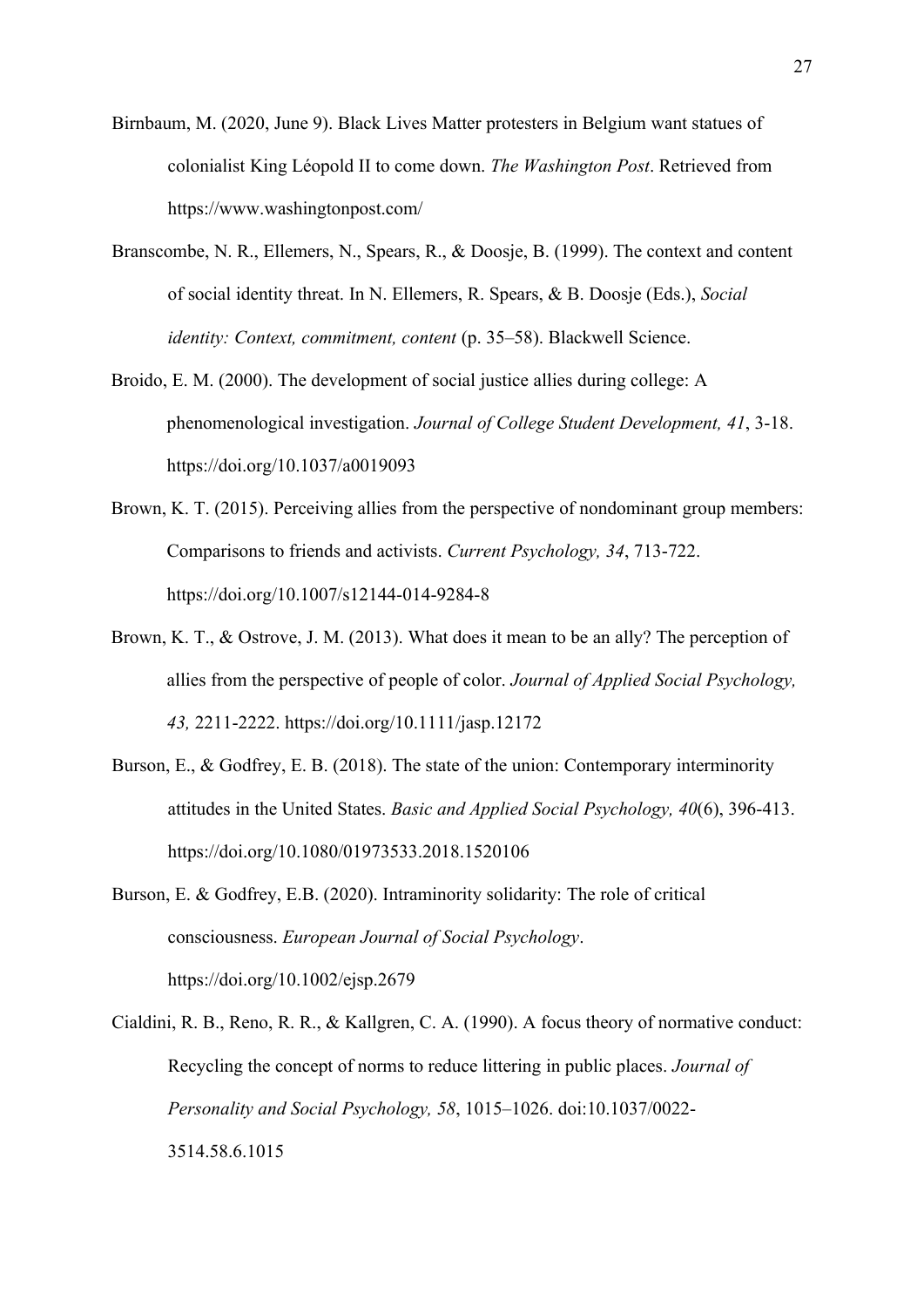Birnbaum, M. (2020, June 9). Black Lives Matter protesters in Belgium want statues of colonialist King Léopold II to come down. *The Washington Post*. Retrieved from https://www.washingtonpost.com/

Branscombe, N. R., Ellemers, N., Spears, R., & Doosje, B. (1999). The context and content of social identity threat. In N. Ellemers, R. Spears, & B. Doosje (Eds.), *Social identity: Context, commitment, content* (p. 35–58). Blackwell Science.

Broido, E. M. (2000). The development of social justice allies during college: A phenomenological investigation. *Journal of College Student Development, 41*, 3-18. https://doi.org/10.1037/a0019093

Brown, K. T. (2015). Perceiving allies from the perspective of nondominant group members: Comparisons to friends and activists. *Current Psychology, 34*, 713-722. https://doi.org/10.1007/s12144-014-9284-8

Brown, K. T., & Ostrove, J. M. (2013). What does it mean to be an ally? The perception of allies from the perspective of people of color. *Journal of Applied Social Psychology, 43,* 2211-2222. https://doi.org/10.1111/jasp.12172

Burson, E., & Godfrey, E. B. (2018). The state of the union: Contemporary interminority attitudes in the United States. *Basic and Applied Social Psychology, 40*(6), 396-413. https://doi.org/10.1080/01973533.2018.1520106

Burson, E. & Godfrey, E.B. (2020). Intraminority solidarity: The role of critical consciousness. *European Journal of Social Psychology*. https://doi.org/10.1002/ejsp.2679

Cialdini, R. B., Reno, R. R., & Kallgren, C. A. (1990). A focus theory of normative conduct: Recycling the concept of norms to reduce littering in public places. *Journal of Personality and Social Psychology, 58*, 1015–1026. doi:10.1037/0022-3514.58.6.1015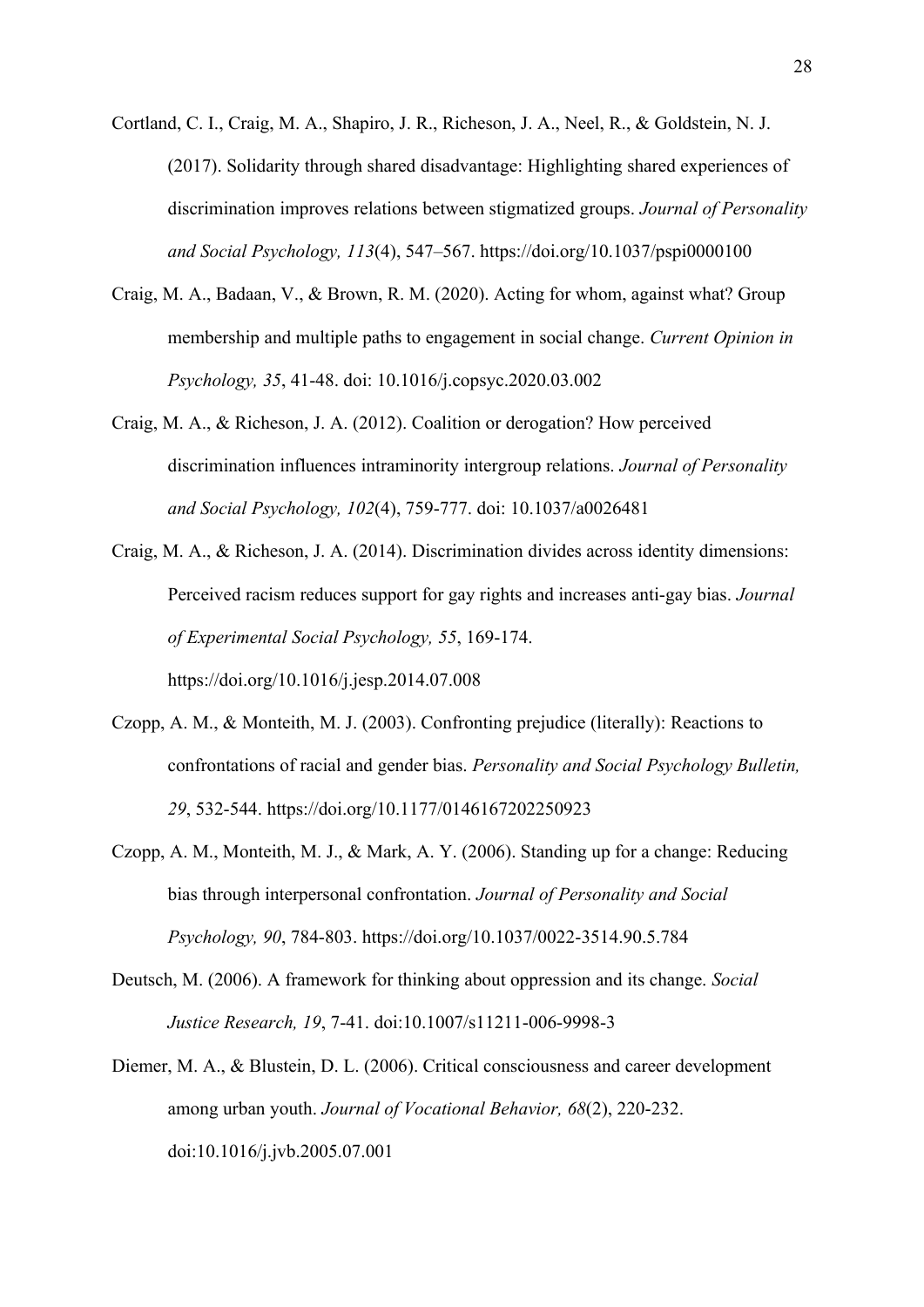Cortland, C. I., Craig, M. A., Shapiro, J. R., Richeson, J. A., Neel, R., & Goldstein, N. J. (2017). Solidarity through shared disadvantage: Highlighting shared experiences of discrimination improves relations between stigmatized groups. *Journal of Personality and Social Psychology, 113*(4), 547–567. https://doi.org/10.1037/pspi0000100

Craig, M. A., Badaan, V., & Brown, R. M. (2020). Acting for whom, against what? Group membership and multiple paths to engagement in social change. *Current Opinion in Psychology, 35*, 41-48. doi: 10.1016/j.copsyc.2020.03.002

Craig, M. A., & Richeson, J. A. (2012). Coalition or derogation? How perceived discrimination influences intraminority intergroup relations. *Journal of Personality and Social Psychology, 102*(4), 759-777. doi: 10.1037/a0026481

Craig, M. A., & Richeson, J. A. (2014). Discrimination divides across identity dimensions: Perceived racism reduces support for gay rights and increases anti-gay bias. *Journal of Experimental Social Psychology, 55*, 169-174. https://doi.org/10.1016/j.jesp.2014.07.008

Czopp, A. M., & Monteith, M. J. (2003). Confronting prejudice (literally): Reactions to confrontations of racial and gender bias. *Personality and Social Psychology Bulletin, 29*, 532-544. https://doi.org/10.1177/0146167202250923

Czopp, A. M., Monteith, M. J., & Mark, A. Y. (2006). Standing up for a change: Reducing bias through interpersonal confrontation. *Journal of Personality and Social Psychology, 90*, 784-803. https://doi.org/10.1037/0022-3514.90.5.784

Deutsch, M. (2006). A framework for thinking about oppression and its change. *Social Justice Research, 19*, 7-41. doi:10.1007/s11211-006-9998-3

Diemer, M. A., & Blustein, D. L. (2006). Critical consciousness and career development among urban youth. *Journal of Vocational Behavior, 68*(2), 220-232. doi:10.1016/j.jvb.2005.07.001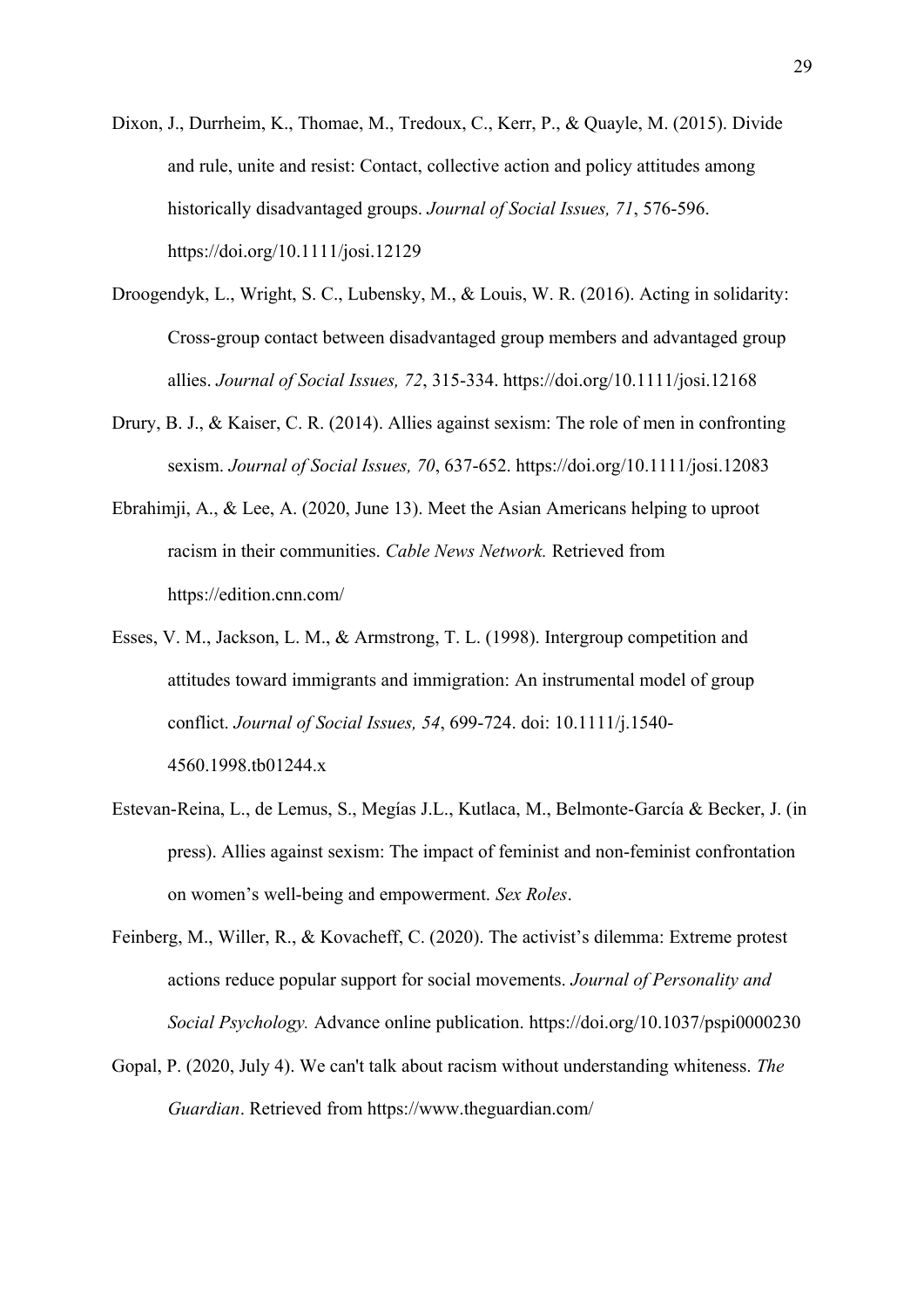Dixon, J., Durrheim, K., Thomae, M., Tredoux, C., Kerr, P., & Quayle, M. (2015). Divide and rule, unite and resist: Contact, collective action and policy attitudes among historically disadvantaged groups. *Journal of Social Issues, 71*, 576-596. https://doi.org/10.1111/josi.12129

Droogendyk, L., Wright, S. C., Lubensky, M., & Louis, W. R. (2016). Acting in solidarity: Cross-group contact between disadvantaged group members and advantaged group allies. *Journal of Social Issues, 72*, 315-334. https://doi.org/10.1111/josi.12168

Drury, B. J., & Kaiser, C. R. (2014). Allies against sexism: The role of men in confronting sexism. *Journal of Social Issues, 70*, 637-652. https://doi.org/10.1111/josi.12083

Ebrahimji, A., & Lee, A. (2020, June 13). Meet the Asian Americans helping to uproot racism in their communities. *Cable News Network.* Retrieved from https://edition.cnn.com/

Esses, V. M., Jackson, L. M., & Armstrong, T. L. (1998). Intergroup competition and attitudes toward immigrants and immigration: An instrumental model of group conflict. *Journal of Social Issues, 54*, 699-724. doi: 10.1111/j.1540-4560.1998.tb01244.x

Estevan-Reina, L., de Lemus, S., Megías J.L., Kutlaca, M., Belmonte-García & Becker, J. (in press). Allies against sexism: The impact of feminist and non-feminist confrontation on women's well-being and empowerment. *Sex Roles*.

Feinberg, M., Willer, R., & Kovacheff, C. (2020). The activist's dilemma: Extreme protest actions reduce popular support for social movements. *Journal of Personality and Social Psychology.* Advance online publication. https://doi.org/10.1037/pspi0000230

Gopal, P. (2020, July 4). We can't talk about racism without understanding whiteness. *The Guardian*. Retrieved from https://www.theguardian.com/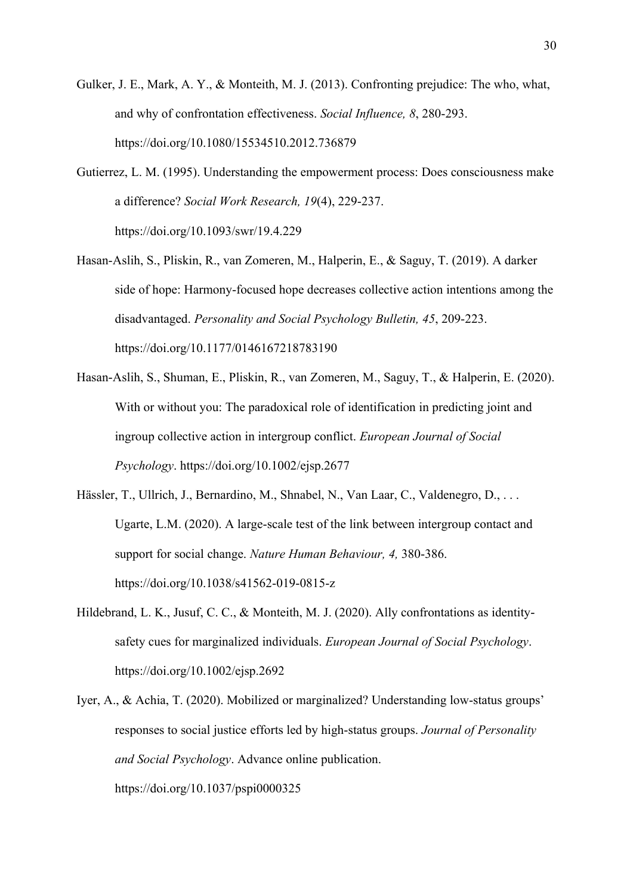Gulker, J. E., Mark, A. Y., & Monteith, M. J. (2013). Confronting prejudice: The who, what, and why of confrontation effectiveness. *Social Influence, 8*, 280-293. https://doi.org/10.1080/15534510.2012.736879

Gutierrez, L. M. (1995). Understanding the empowerment process: Does consciousness make a difference? *Social Work Research, 19*(4), 229-237. https://doi.org/10.1093/swr/19.4.229

Hasan-Aslih, S., Pliskin, R., van Zomeren, M., Halperin, E., & Saguy, T. (2019). A darker side of hope: Harmony-focused hope decreases collective action intentions among the disadvantaged. *Personality and Social Psychology Bulletin, 45*, 209-223. https://doi.org/10.1177/0146167218783190

Hasan-Aslih, S., Shuman, E., Pliskin, R., van Zomeren, M., Saguy, T., & Halperin, E. (2020). With or without you: The paradoxical role of identification in predicting joint and ingroup collective action in intergroup conflict. *European Journal of Social Psychology*. https://doi.org/10.1002/ejsp.2677

Hässler, T., Ullrich, J., Bernardino, M., Shnabel, N., Van Laar, C., Valdenegro, D., . . . Ugarte, L.M. (2020). A large-scale test of the link between intergroup contact and support for social change. *Nature Human Behaviour, 4,* 380-386. https://doi.org/10.1038/s41562-019-0815-z

Hildebrand, L. K., Jusuf, C. C., & Monteith, M. J. (2020). Ally confrontations as identity-safety cues for marginalized individuals. *European Journal of Social Psychology*. https://doi.org/10.1002/ejsp.2692

Iyer, A., & Achia, T. (2020). Mobilized or marginalized? Understanding low-status groups' responses to social justice efforts led by high-status groups. *Journal of Personality and Social Psychology*. Advance online publication. https://doi.org/10.1037/pspi0000325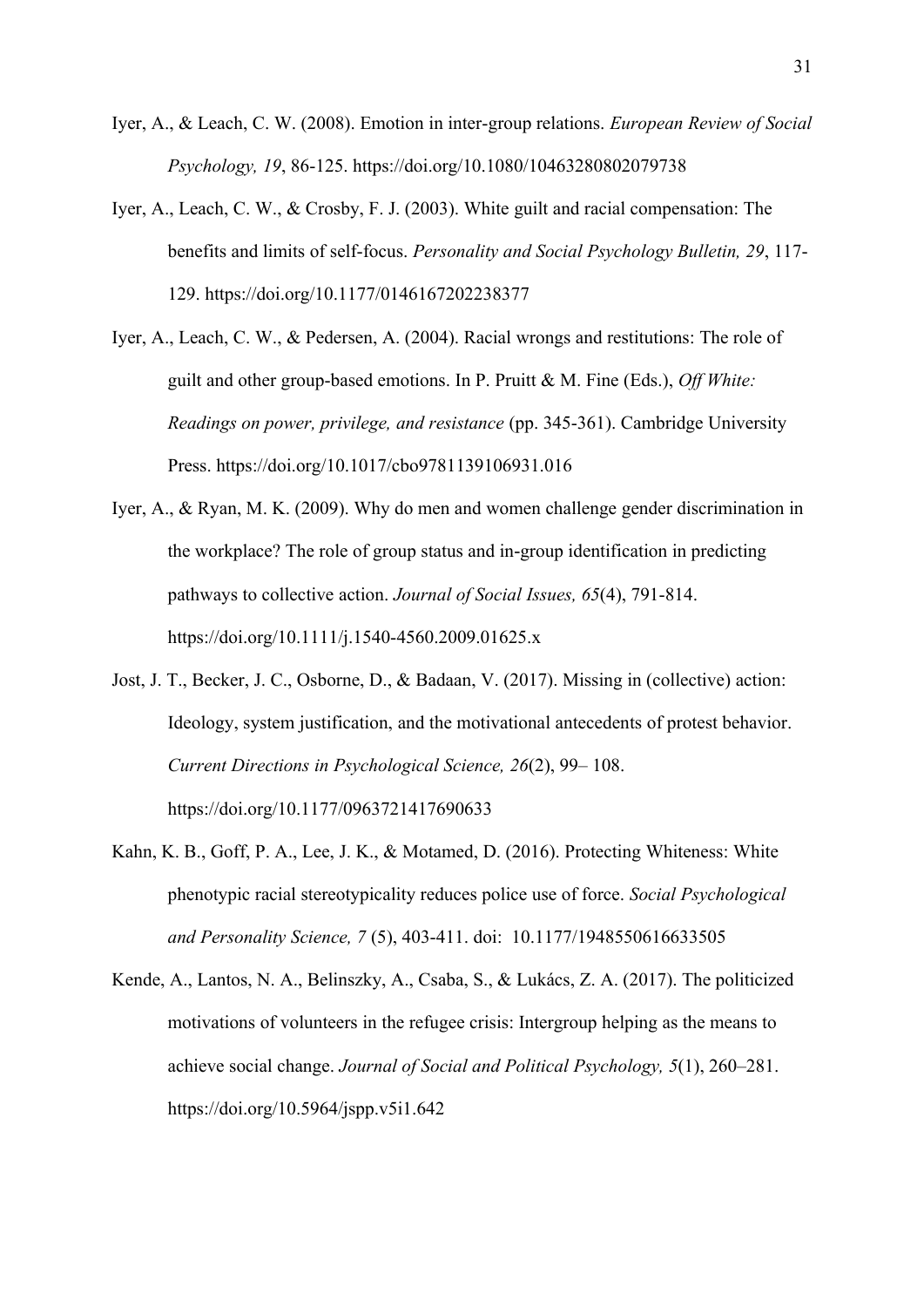Iyer, A., & Leach, C. W. (2008). Emotion in inter-group relations. *European Review of Social Psychology, 19*, 86-125. https://doi.org/10.1080/10463280802079738

Iyer, A., Leach, C. W., & Crosby, F. J. (2003). White guilt and racial compensation: The benefits and limits of self-focus. *Personality and Social Psychology Bulletin, 29*, 117-129. https://doi.org/10.1177/0146167202238377

Iyer, A., Leach, C. W., & Pedersen, A. (2004). Racial wrongs and restitutions: The role of guilt and other group-based emotions. In P. Pruitt & M. Fine (Eds.), *Off White: Readings on power, privilege, and resistance* (pp. 345-361). Cambridge University Press. https://doi.org/10.1017/cbo9781139106931.016

Iyer, A., & Ryan, M. K. (2009). Why do men and women challenge gender discrimination in the workplace? The role of group status and in-group identification in predicting pathways to collective action. *Journal of Social Issues, 65*(4), 791-814. https://doi.org/10.1111/j.1540-4560.2009.01625.x

Jost, J. T., Becker, J. C., Osborne, D., & Badaan, V. (2017). Missing in (collective) action: Ideology, system justification, and the motivational antecedents of protest behavior. *Current Directions in Psychological Science, 26*(2), 99– 108. https://doi.org/10.1177/0963721417690633

Kahn, K. B., Goff, P. A., Lee, J. K., & Motamed, D. (2016). Protecting Whiteness: White phenotypic racial stereotypicality reduces police use of force. *Social Psychological and Personality Science, 7* (5), 403-411. doi: 10.1177/1948550616633505

Kende, A., Lantos, N. A., Belinszky, A., Csaba, S., & Lukács, Z. A. (2017). The politicized motivations of volunteers in the refugee crisis: Intergroup helping as the means to achieve social change. *Journal of Social and Political Psychology, 5*(1), 260–281. https://doi.org/10.5964/jspp.v5i1.642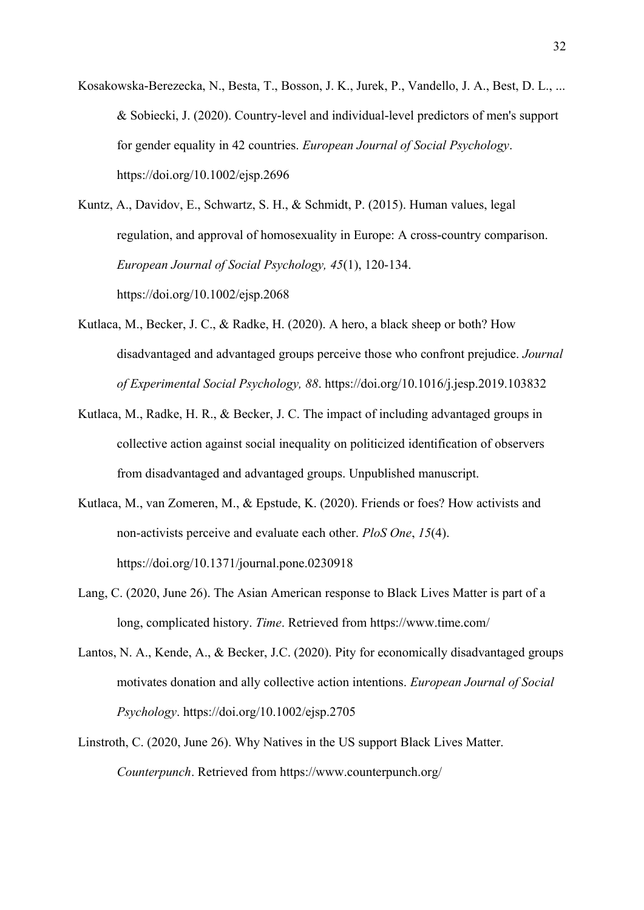Kosakowska-Berezecka, N., Besta, T., Bosson, J. K., Jurek, P., Vandello, J. A., Best, D. L., ... & Sobiecki, J. (2020). Country-level and individual-level predictors of men's support for gender equality in 42 countries. *European Journal of Social Psychology*. https://doi.org/10.1002/ejsp.2696

Kuntz, A., Davidov, E., Schwartz, S. H., & Schmidt, P. (2015). Human values, legal regulation, and approval of homosexuality in Europe: A cross-country comparison. *European Journal of Social Psychology, 45*(1), 120-134. https://doi.org/10.1002/ejsp.2068

Kutlaca, M., Becker, J. C., & Radke, H. (2020). A hero, a black sheep or both? How disadvantaged and advantaged groups perceive those who confront prejudice. *Journal of Experimental Social Psychology, 88*. https://doi.org/10.1016/j.jesp.2019.103832

Kutlaca, M., Radke, H. R., & Becker, J. C. The impact of including advantaged groups in collective action against social inequality on politicized identification of observers from disadvantaged and advantaged groups. Unpublished manuscript.

Kutlaca, M., van Zomeren, M., & Epstude, K. (2020). Friends or foes? How activists and non-activists perceive and evaluate each other. *PloS One*, *15*(4). https://doi.org/10.1371/journal.pone.0230918

Lang, C. (2020, June 26). The Asian American response to Black Lives Matter is part of a long, complicated history. *Time*. Retrieved from https://www.time.com/

Lantos, N. A., Kende, A., & Becker, J.C. (2020). Pity for economically disadvantaged groups motivates donation and ally collective action intentions. *European Journal of Social Psychology*. https://doi.org/10.1002/ejsp.2705

Linstroth, C. (2020, June 26). Why Natives in the US support Black Lives Matter. *Counterpunch*. Retrieved from https://www.counterpunch.org/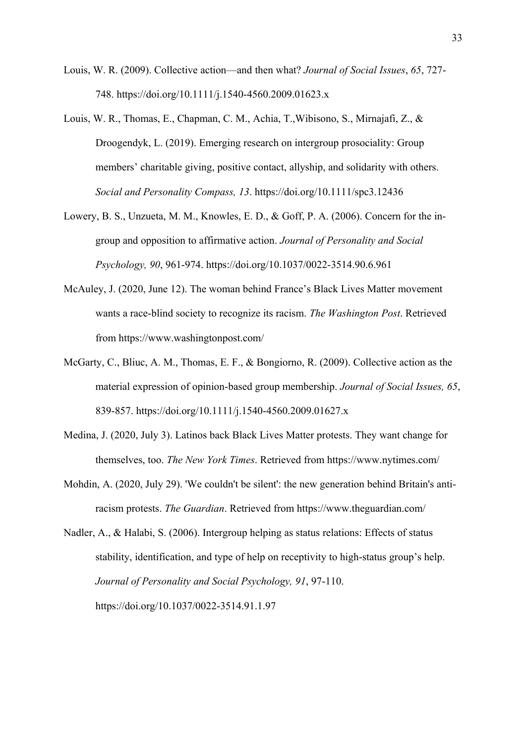Louis, W. R. (2009). Collective action—and then what? *Journal of Social Issues*, *65*, 727-748. https://doi.org/10.1111/j.1540-4560.2009.01623.x

Louis, W. R., Thomas, E., Chapman, C. M., Achia, T.,Wibisono, S., Mirnajafi, Z., & Droogendyk, L. (2019). Emerging research on intergroup prosociality: Group members' charitable giving, positive contact, allyship, and solidarity with others. *Social and Personality Compass, 13*. https://doi.org/10.1111/spc3.12436

Lowery, B. S., Unzueta, M. M., Knowles, E. D., & Goff, P. A. (2006). Concern for the in-group and opposition to affirmative action. *Journal of Personality and Social Psychology, 90*, 961-974. https://doi.org/10.1037/0022-3514.90.6.961

McAuley, J. (2020, June 12). The woman behind France's Black Lives Matter movement wants a race-blind society to recognize its racism. *The Washington Post*. Retrieved from https://www.washingtonpost.com/

McGarty, C., Bliuc, A. M., Thomas, E. F., & Bongiorno, R. (2009). Collective action as the material expression of opinion-based group membership. *Journal of Social Issues, 65*, 839-857. https://doi.org/10.1111/j.1540-4560.2009.01627.x

Medina, J. (2020, July 3). Latinos back Black Lives Matter protests. They want change for themselves, too. *The New York Times*. Retrieved from https://www.nytimes.com/

Mohdin, A. (2020, July 29). 'We couldn't be silent': the new generation behind Britain's anti-racism protests. *The Guardian*. Retrieved from https://www.theguardian.com/

Nadler, A., & Halabi, S. (2006). Intergroup helping as status relations: Effects of status stability, identification, and type of help on receptivity to high-status group's help. *Journal of Personality and Social Psychology, 91*, 97-110. https://doi.org/10.1037/0022-3514.91.1.97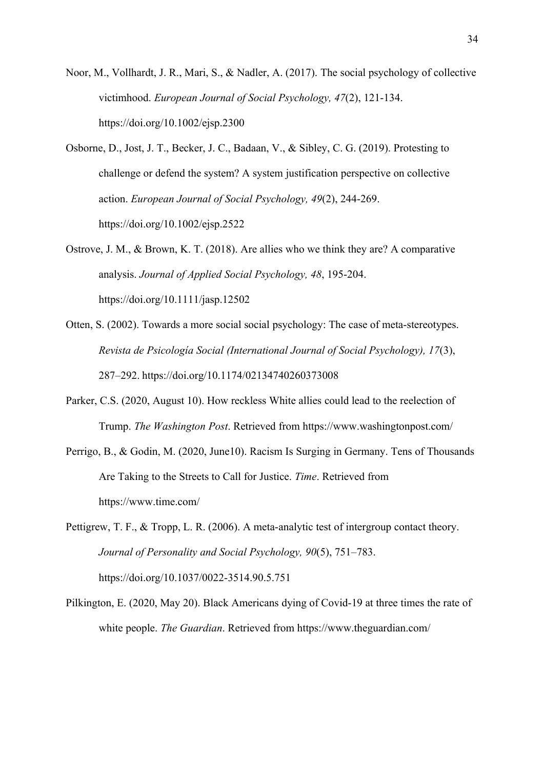Noor, M., Vollhardt, J. R., Mari, S., & Nadler, A. (2017). The social psychology of collective victimhood. *European Journal of Social Psychology, 47*(2), 121-134. https://doi.org/10.1002/ejsp.2300

Osborne, D., Jost, J. T., Becker, J. C., Badaan, V., & Sibley, C. G. (2019). Protesting to challenge or defend the system? A system justification perspective on collective action. *European Journal of Social Psychology, 49*(2), 244-269. https://doi.org/10.1002/ejsp.2522

Ostrove, J. M., & Brown, K. T. (2018). Are allies who we think they are? A comparative analysis. *Journal of Applied Social Psychology, 48*, 195-204. https://doi.org/10.1111/jasp.12502

Otten, S. (2002). Towards a more social social psychology: The case of meta-stereotypes. *Revista de Psicología Social (International Journal of Social Psychology), 17*(3), 287–292. https://doi.org/10.1174/02134740260373008

Parker, C.S. (2020, August 10). How reckless White allies could lead to the reelection of Trump. *The Washington Post*. Retrieved from https://www.washingtonpost.com/

Perrigo, B., & Godin, M. (2020, June10). Racism Is Surging in Germany. Tens of Thousands Are Taking to the Streets to Call for Justice. *Time*. Retrieved from https://www.time.com/

Pettigrew, T. F., & Tropp, L. R. (2006). A meta-analytic test of intergroup contact theory. *Journal of Personality and Social Psychology, 90*(5), 751–783. https://doi.org/10.1037/0022-3514.90.5.751

Pilkington, E. (2020, May 20). Black Americans dying of Covid-19 at three times the rate of white people. *The Guardian*. Retrieved from https://www.theguardian.com/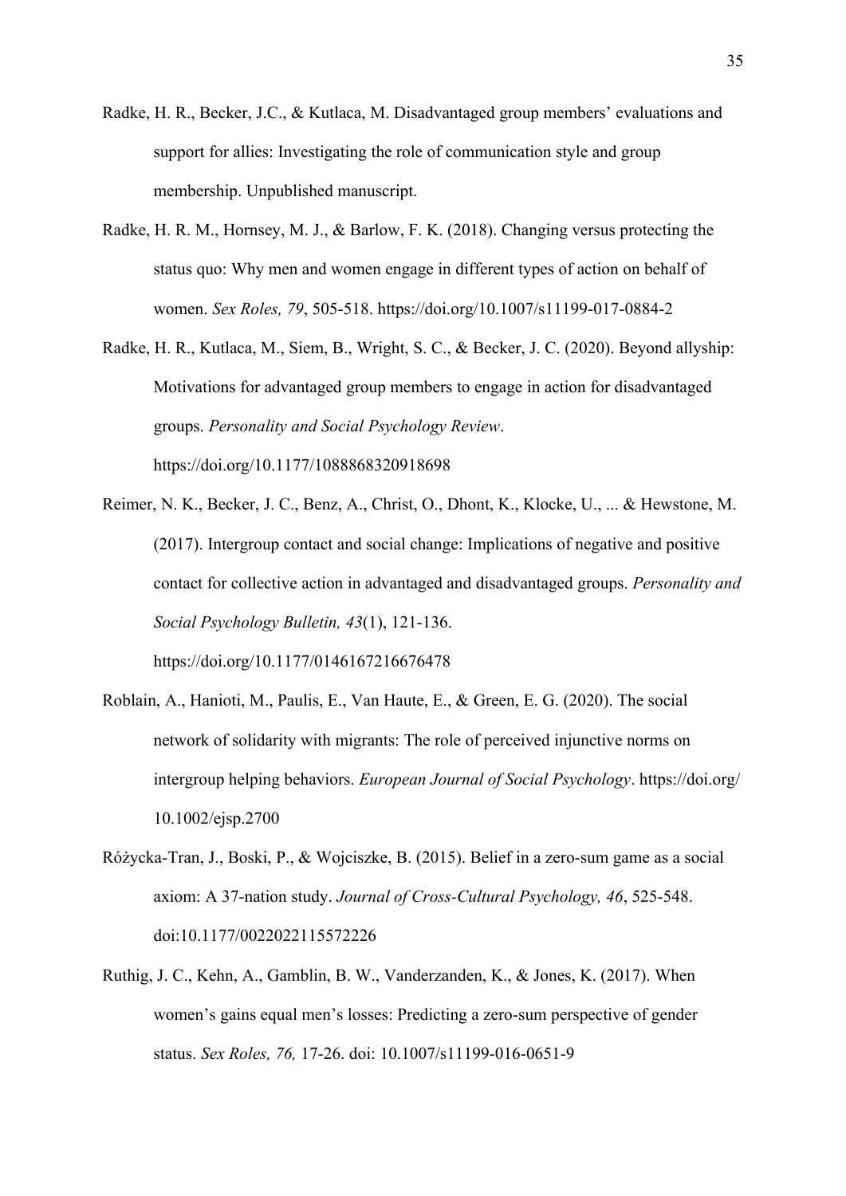Radke, H. R., Becker, J.C., & Kutlaca, M. Disadvantaged group members' evaluations and support for allies: Investigating the role of communication style and group membership. Unpublished manuscript.

Radke, H. R. M., Hornsey, M. J., & Barlow, F. K. (2018). Changing versus protecting the status quo: Why men and women engage in different types of action on behalf of women. *Sex Roles, 79*, 505-518. https://doi.org/10.1007/s11199-017-0884-2

Radke, H. R., Kutlaca, M., Siem, B., Wright, S. C., & Becker, J. C. (2020). Beyond allyship: Motivations for advantaged group members to engage in action for disadvantaged groups. *Personality and Social Psychology Review*. https://doi.org/10.1177/1088868320918698

Reimer, N. K., Becker, J. C., Benz, A., Christ, O., Dhont, K., Klocke, U., ... & Hewstone, M. (2017). Intergroup contact and social change: Implications of negative and positive contact for collective action in advantaged and disadvantaged groups. *Personality and Social Psychology Bulletin, 43*(1), 121-136. https://doi.org/10.1177/0146167216676478

Roblain, A., Hanioti, M., Paulis, E., Van Haute, E., & Green, E. G. (2020). The social network of solidarity with migrants: The role of perceived injunctive norms on intergroup helping behaviors. *European Journal of Social Psychology*. https://doi.org/10.1002/ejsp.2700

Różycka-Tran, J., Boski, P., & Wojciszke, B. (2015). Belief in a zero-sum game as a social axiom: A 37-nation study. *Journal of Cross-Cultural Psychology, 46*, 525-548. doi:10.1177/0022022115572226

Ruthig, J. C., Kehn, A., Gamblin, B. W., Vanderzanden, K., & Jones, K. (2017). When women's gains equal men's losses: Predicting a zero-sum perspective of gender status. *Sex Roles, 76,* 17-26. doi: 10.1007/s11199-016-0651-9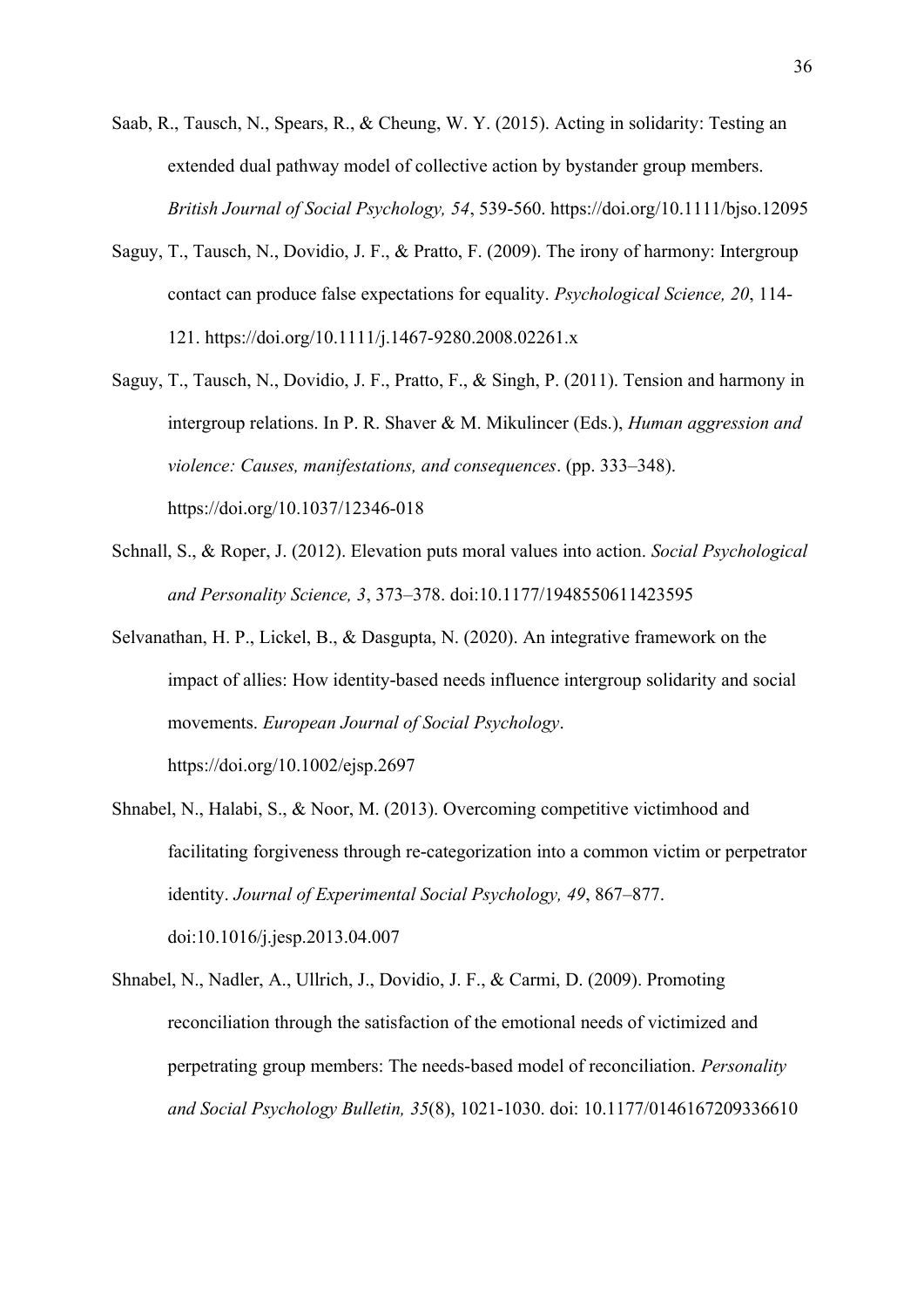Saab, R., Tausch, N., Spears, R., & Cheung, W. Y. (2015). Acting in solidarity: Testing an extended dual pathway model of collective action by bystander group members. *British Journal of Social Psychology, 54*, 539-560. https://doi.org/10.1111/bjso.12095

Saguy, T., Tausch, N., Dovidio, J. F., & Pratto, F. (2009). The irony of harmony: Intergroup contact can produce false expectations for equality. *Psychological Science, 20*, 114-121. https://doi.org/10.1111/j.1467-9280.2008.02261.x

Saguy, T., Tausch, N., Dovidio, J. F., Pratto, F., & Singh, P. (2011). Tension and harmony in intergroup relations. In P. R. Shaver & M. Mikulincer (Eds.), *Human aggression and violence: Causes, manifestations, and consequences*. (pp. 333–348). https://doi.org/10.1037/12346-018

Schnall, S., & Roper, J. (2012). Elevation puts moral values into action. *Social Psychological and Personality Science, 3*, 373–378. doi:10.1177/1948550611423595

Selvanathan, H. P., Lickel, B., & Dasgupta, N. (2020). An integrative framework on the impact of allies: How identity-based needs influence intergroup solidarity and social movements. *European Journal of Social Psychology*. https://doi.org/10.1002/ejsp.2697

Shnabel, N., Halabi, S., & Noor, M. (2013). Overcoming competitive victimhood and facilitating forgiveness through re-categorization into a common victim or perpetrator identity. *Journal of Experimental Social Psychology, 49*, 867–877. doi:10.1016/j.jesp.2013.04.007

Shnabel, N., Nadler, A., Ullrich, J., Dovidio, J. F., & Carmi, D. (2009). Promoting reconciliation through the satisfaction of the emotional needs of victimized and perpetrating group members: The needs-based model of reconciliation. *Personality and Social Psychology Bulletin, 35*(8), 1021-1030. doi: 10.1177/0146167209336610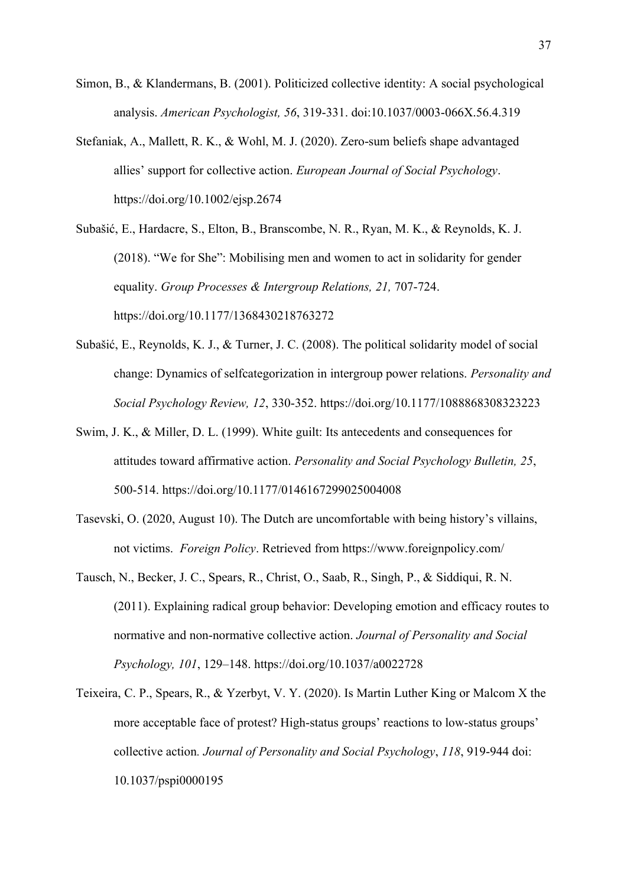Simon, B., & Klandermans, B. (2001). Politicized collective identity: A social psychological analysis. *American Psychologist, 56*, 319-331. doi:10.1037/0003-066X.56.4.319

Stefaniak, A., Mallett, R. K., & Wohl, M. J. (2020). Zero-sum beliefs shape advantaged allies' support for collective action. *European Journal of Social Psychology*. https://doi.org/10.1002/ejsp.2674

Subašić, E., Hardacre, S., Elton, B., Branscombe, N. R., Ryan, M. K., & Reynolds, K. J. (2018). "We for She": Mobilising men and women to act in solidarity for gender equality. *Group Processes & Intergroup Relations, 21,* 707-724. https://doi.org/10.1177/1368430218763272

Subašić, E., Reynolds, K. J., & Turner, J. C. (2008). The political solidarity model of social change: Dynamics of selfcategorization in intergroup power relations. *Personality and Social Psychology Review, 12*, 330-352. https://doi.org/10.1177/1088868308323223

Swim, J. K., & Miller, D. L. (1999). White guilt: Its antecedents and consequences for attitudes toward affirmative action. *Personality and Social Psychology Bulletin, 25*, 500-514. https://doi.org/10.1177/0146167299025004008

Tasevski, O. (2020, August 10). The Dutch are uncomfortable with being history's villains, not victims. *Foreign Policy*. Retrieved from https://www.foreignpolicy.com/

Tausch, N., Becker, J. C., Spears, R., Christ, O., Saab, R., Singh, P., & Siddiqui, R. N. (2011). Explaining radical group behavior: Developing emotion and efficacy routes to normative and non-normative collective action. *Journal of Personality and Social Psychology, 101*, 129–148. https://doi.org/10.1037/a0022728

Teixeira, C. P., Spears, R., & Yzerbyt, V. Y. (2020). Is Martin Luther King or Malcom X the more acceptable face of protest? High-status groups' reactions to low-status groups' collective action*. Journal of Personality and Social Psychology*, *118*, 919-944 doi: 10.1037/pspi0000195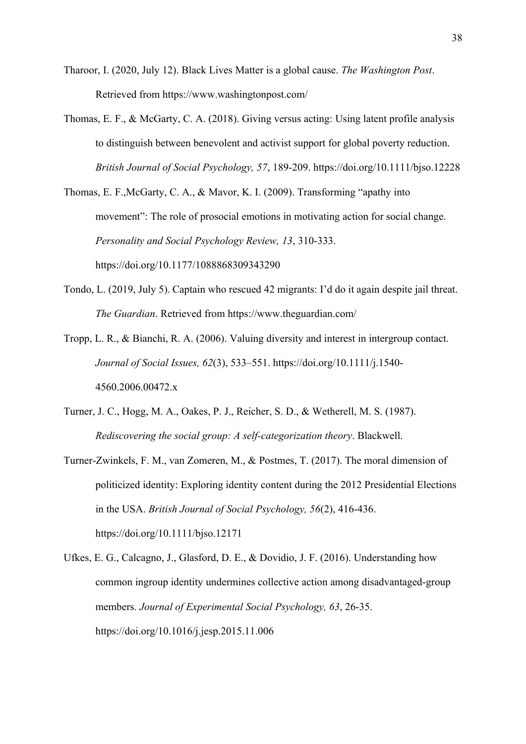Tharoor, I. (2020, July 12). Black Lives Matter is a global cause. *The Washington Post*. Retrieved from https://www.washingtonpost.com/

Thomas, E. F., & McGarty, C. A. (2018). Giving versus acting: Using latent profile analysis to distinguish between benevolent and activist support for global poverty reduction. *British Journal of Social Psychology, 57*, 189-209. https://doi.org/10.1111/bjso.12228

Thomas, E. F.,McGarty, C. A., & Mavor, K. I. (2009). Transforming "apathy into movement": The role of prosocial emotions in motivating action for social change. *Personality and Social Psychology Review, 13*, 310-333. https://doi.org/10.1177/1088868309343290

Tondo, L. (2019, July 5). Captain who rescued 42 migrants: I'd do it again despite jail threat. *The Guardian*. Retrieved from https://www.theguardian.com/

Tropp, L. R., & Bianchi, R. A. (2006). Valuing diversity and interest in intergroup contact. *Journal of Social Issues, 62*(3), 533–551. https://doi.org/10.1111/j.1540-4560.2006.00472.x

Turner, J. C., Hogg, M. A., Oakes, P. J., Reicher, S. D., & Wetherell, M. S. (1987). *Rediscovering the social group: A self-categorization theory*. Blackwell.

Turner-Zwinkels, F. M., van Zomeren, M., & Postmes, T. (2017). The moral dimension of politicized identity: Exploring identity content during the 2012 Presidential Elections in the USA. *British Journal of Social Psychology, 56*(2), 416-436. https://doi.org/10.1111/bjso.12171

Ufkes, E. G., Calcagno, J., Glasford, D. E., & Dovidio, J. F. (2016). Understanding how common ingroup identity undermines collective action among disadvantaged-group members. *Journal of Experimental Social Psychology, 63*, 26-35. https://doi.org/10.1016/j.jesp.2015.11.006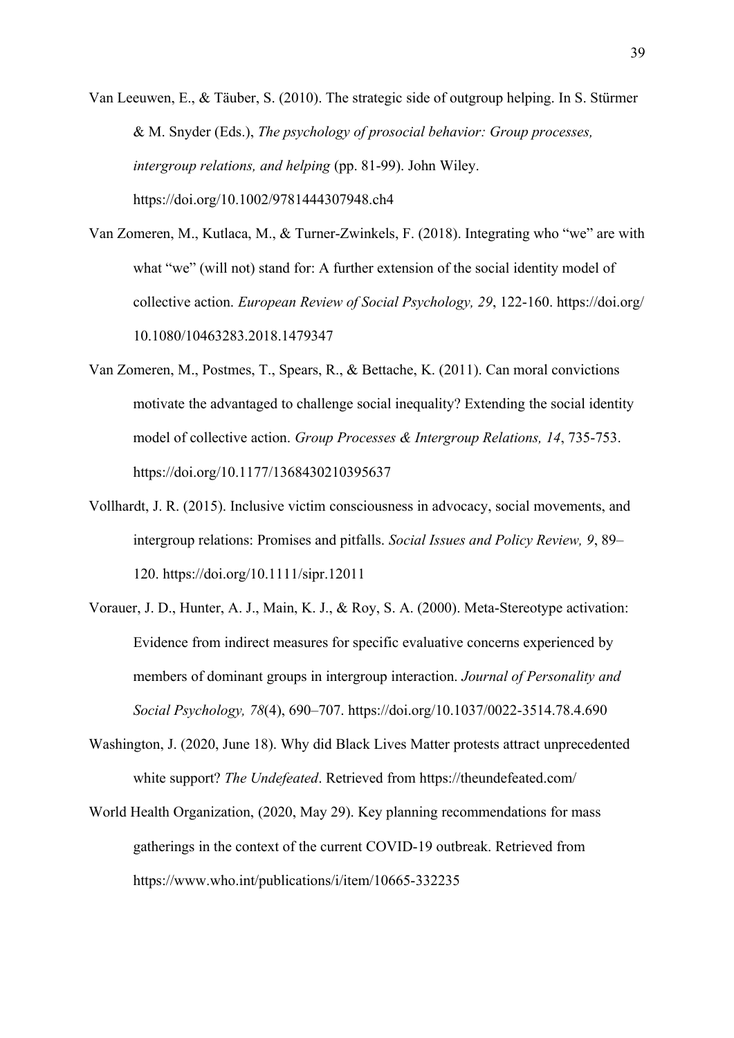Van Leeuwen, E., & Täuber, S. (2010). The strategic side of outgroup helping. In S. Stürmer & M. Snyder (Eds.), *The psychology of prosocial behavior: Group processes, intergroup relations, and helping* (pp. 81-99). John Wiley. https://doi.org/10.1002/9781444307948.ch4

Van Zomeren, M., Kutlaca, M., & Turner-Zwinkels, F. (2018). Integrating who "we" are with what "we" (will not) stand for: A further extension of the social identity model of collective action. *European Review of Social Psychology, 29*, 122-160. https://doi.org/10.1080/10463283.2018.1479347

Van Zomeren, M., Postmes, T., Spears, R., & Bettache, K. (2011). Can moral convictions motivate the advantaged to challenge social inequality? Extending the social identity model of collective action. *Group Processes & Intergroup Relations, 14*, 735-753. https://doi.org/10.1177/1368430210395637

Vollhardt, J. R. (2015). Inclusive victim consciousness in advocacy, social movements, and intergroup relations: Promises and pitfalls. *Social Issues and Policy Review, 9*, 89–120. https://doi.org/10.1111/sipr.12011

Vorauer, J. D., Hunter, A. J., Main, K. J., & Roy, S. A. (2000). Meta-Stereotype activation: Evidence from indirect measures for specific evaluative concerns experienced by members of dominant groups in intergroup interaction. *Journal of Personality and Social Psychology, 78*(4), 690–707. https://doi.org/10.1037/0022-3514.78.4.690

Washington, J. (2020, June 18). Why did Black Lives Matter protests attract unprecedented white support? *The Undefeated*. Retrieved from https://theundefeated.com/

World Health Organization, (2020, May 29). Key planning recommendations for mass gatherings in the context of the current COVID-19 outbreak. Retrieved from https://www.who.int/publications/i/item/10665-332235